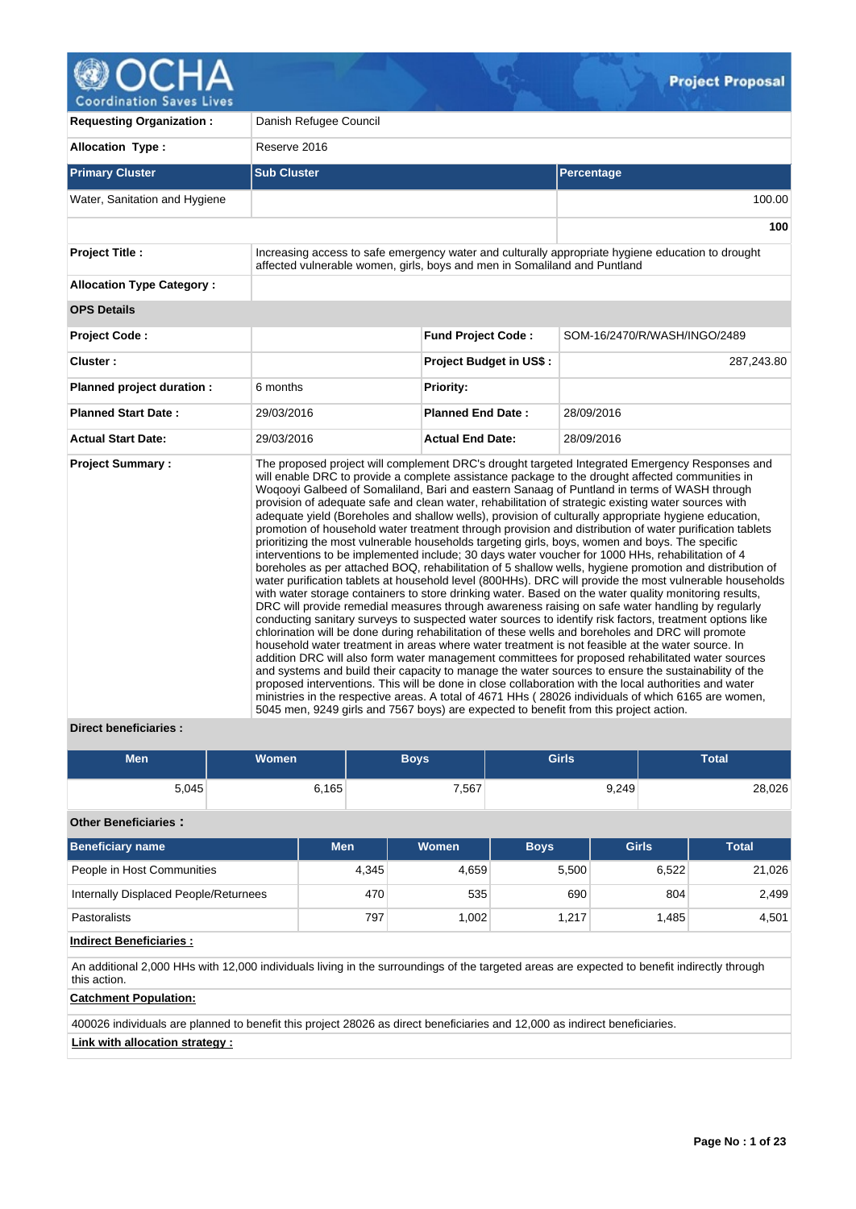OCHA Coordination Saves Lives

**Project Proposal**

| | | | |
|---|---|---|---|
| **Requesting Organization :** | Danish Refugee Council | | |
| **Allocation Type :** | Reserve 2016 | | |

| Primary Cluster | Sub Cluster | Percentage |
|---|---|---|
| Water, Sanitation and Hygiene | | 100.00 |
| | | **100** |

| | | | |
|---|---|---|---|
| **Project Title :** | Increasing access to safe emergency water and culturally appropriate hygiene education to drought affected vulnerable women, girls, boys and men in Somaliland and Puntland | | |
| **Allocation Type Category :** | | | |
| **OPS Details** | | | |
| **Project Code :** | | **Fund Project Code :** | SOM-16/2470/R/WASH/INGO/2489 |
| **Cluster :** | | **Project Budget in US$ :** | 287,243.80 |
| **Planned project duration :** | 6 months | **Priority:** | |
| **Planned Start Date :** | 29/03/2016 | **Planned End Date :** | 28/09/2016 |
| **Actual Start Date:** | 29/03/2016 | **Actual End Date:** | 28/09/2016 |
| **Project Summary :** | The proposed project will complement DRC's drought targeted Integrated Emergency Responses and will enable DRC to provide a complete assistance package to the drought affected communities in Woqooyi Galbeed of Somaliland, Bari and eastern Sanaag of Puntland in terms of WASH through provision of adequate safe and clean water, rehabilitation of strategic existing water sources with adequate yield (Boreholes and shallow wells), provision of culturally appropriate hygiene education, promotion of household water treatment through provision and distribution of water purification tablets prioritizing the most vulnerable households targeting girls, boys, women and boys. The specific interventions to be implemented include; 30 days water voucher for 1000 HHs, rehabilitation of 4 boreholes as per attached BOQ, rehabilitation of 5 shallow wells, hygiene promotion and distribution of water purification tablets at household level (800HHs). DRC will provide the most vulnerable households with water storage containers to store drinking water. Based on the water quality monitoring results, DRC will provide remedial measures through awareness raising on safe water handling by regularly conducting sanitary surveys to suspected water sources to identify risk factors, treatment options like chlorination will be done during rehabilitation of these wells and boreholes and DRC will promote household water treatment in areas where water treatment is not feasible at the water source. In addition DRC will also form water management committees for proposed rehabilitated water sources and systems and build their capacity to manage the water sources to ensure the sustainability of the proposed interventions. This will be done in close collaboration with the local authorities and water ministries in the respective areas. A total of 4671 HHs ( 28026 individuals of which 6165 are women, 5045 men, 9249 girls and 7567 boys) are expected to benefit from this project action. | | |

**Direct beneficiaries :**

| Men | Women | Boys | Girls | Total |
|---|---|---|---|---|
| 5,045 | 6,165 | 7,567 | 9,249 | 28,026 |

**Other Beneficiaries :**

| Beneficiary name | Men | Women | Boys | Girls | Total |
|---|---|---|---|---|---|
| People in Host Communities | 4,345 | 4,659 | 5,500 | 6,522 | 21,026 |
| Internally Displaced People/Returnees | 470 | 535 | 690 | 804 | 2,499 |
| Pastoralists | 797 | 1,002 | 1,217 | 1,485 | 4,501 |

**Indirect Beneficiaries :**

An additional 2,000 HHs with 12,000 individuals living in the surroundings of the targeted areas are expected to benefit indirectly through this action.

**Catchment Population:**

400026 individuals are planned to benefit this project 28026 as direct beneficiaries and 12,000 as indirect beneficiaries.

**Link with allocation strategy :**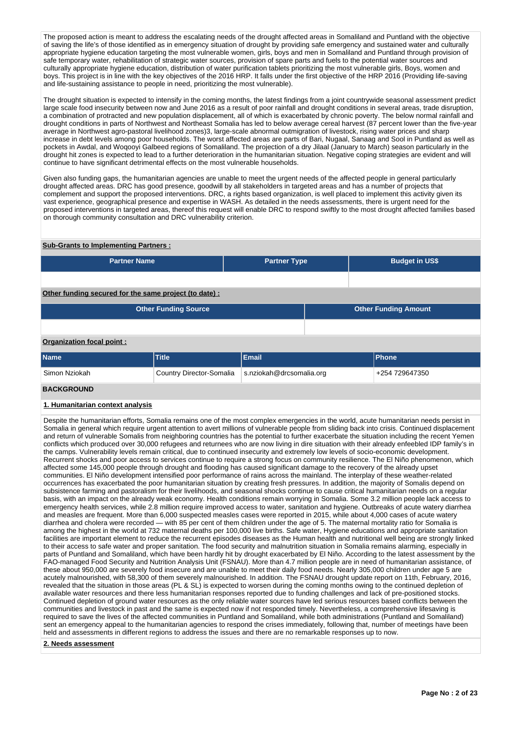The proposed action is meant to address the escalating needs of the drought affected areas in Somaliland and Puntland with the objective of saving the life's of those identified as in emergency situation of drought by providing safe emergency and sustained water and culturally appropriate hygiene education targeting the most vulnerable women, girls, boys and men in Somaliland and Puntland through provision of safe temporary water, rehabilitation of strategic water sources, provision of spare parts and fuels to the potential water sources and culturally appropriate hygiene education, distribution of water purification tablets prioritizing the most vulnerable girls, Boys, women and boys. This project is in line with the key objectives of the 2016 HRP. It falls under the first objective of the HRP 2016 (Providing life-saving and life-sustaining assistance to people in need, prioritizing the most vulnerable).

The drought situation is expected to intensify in the coming months, the latest findings from a joint countrywide seasonal assessment predict large scale food insecurity between now and June 2016 as a result of poor rainfall and drought conditions in several areas, trade disruption, a combination of protracted and new population displacement, all of which is exacerbated by chronic poverty. The below normal rainfall and drought conditions in parts of Northwest and Northeast Somalia has led to below average cereal harvest (87 percent lower than the five-year average in Northwest agro-pastoral livelihood zones)3, large-scale abnormal outmigration of livestock, rising water prices and sharp increase in debt levels among poor households. The worst affected areas are parts of Bari, Nugaal, Sanaag and Sool in Puntland as well as pockets in Awdal, and Woqooyi Galbeed regions of Somaliland. The projection of a dry Jilaal (January to March) season particularly in the drought hit zones is expected to lead to a further deterioration in the humanitarian situation. Negative coping strategies are evident and will continue to have significant detrimental effects on the most vulnerable households.

Given also funding gaps, the humanitarian agencies are unable to meet the urgent needs of the affected people in general particularly drought affected areas. DRC has good presence, goodwill by all stakeholders in targeted areas and has a number of projects that complement and support the proposed interventions. DRC, a rights based organization, is well placed to implement this activity given its vast experience, geographical presence and expertise in WASH. As detailed in the needs assessments, there is urgent need for the proposed interventions in targeted areas, thereof this request will enable DRC to respond swiftly to the most drought affected families based on thorough community consultation and DRC vulnerability criterion.

**Sub-Grants to Implementing Partners :**

| Partner Name | Partner Type | Budget in US$ |
|---|---|---|
| | | |

**Other funding secured for the same project (to date) :**

| Other Funding Source | Other Funding Amount |
|---|---|
| | |

**Organization focal point :**

| Name | Title | Email | Phone |
|---|---|---|---|
| Simon Nziokah | Country Director-Somalia | s.nziokah@drcsomalia.org | +254 729647350 |

## BACKGROUND

### 1. Humanitarian context analysis

Despite the humanitarian efforts, Somalia remains one of the most complex emergencies in the world, acute humanitarian needs persist in Somalia in general which require urgent attention to avert millions of vulnerable people from sliding back into crisis. Continued displacement and return of vulnerable Somalis from neighboring countries has the potential to further exacerbate the situation including the recent Yemen conflicts which produced over 30,000 refugees and returnees who are now living in dire situation with their already enfeebled IDP family's in the camps. Vulnerability levels remain critical, due to continued insecurity and extremely low levels of socio-economic development. Recurrent shocks and poor access to services continue to require a strong focus on community resilience. The El Niño phenomenon, which affected some 145,000 people through drought and flooding has caused significant damage to the recovery of the already upset communities. El Niño development intensified poor performance of rains across the mainland. The interplay of these weather-related occurrences has exacerbated the poor humanitarian situation by creating fresh pressures. In addition, the majority of Somalis depend on subsistence farming and pastoralism for their livelihoods, and seasonal shocks continue to cause critical humanitarian needs on a regular basis, with an impact on the already weak economy. Health conditions remain worrying in Somalia. Some 3.2 million people lack access to emergency health services, while 2.8 million require improved access to water, sanitation and hygiene. Outbreaks of acute watery diarrhea and measles are frequent. More than 6,000 suspected measles cases were reported in 2015, while about 4,000 cases of acute watery diarrhea and cholera were recorded — with 85 per cent of them children under the age of 5. The maternal mortality ratio for Somalia is among the highest in the world at 732 maternal deaths per 100,000 live births. Safe water, Hygiene educations and appropriate sanitation facilities are important element to reduce the recurrent episodes diseases as the Human health and nutritional well being are strongly linked to their access to safe water and proper sanitation. The food security and malnutrition situation in Somalia remains alarming, especially in parts of Puntland and Somaliland, which have been hardly hit by drought exacerbated by El Niño. According to the latest assessment by the FAO-managed Food Security and Nutrition Analysis Unit (FSNAU). More than 4.7 million people are in need of humanitarian assistance, of these about 950,000 are severely food insecure and are unable to meet their daily food needs. Nearly 305,000 children under age 5 are acutely malnourished, with 58,300 of them severely malnourished. In addition. The FSNAU drought update report on 11th, February, 2016, revealed that the situation in those areas (PL & SL) is expected to worsen during the coming months owing to the continued depletion of available water resources and there less humanitarian responses reported due to funding challenges and lack of pre-positioned stocks. Continued depletion of ground water resources as the only reliable water sources have led serious resources based conflicts between the communities and livestock in past and the same is expected now if not responded timely. Nevertheless, a comprehensive lifesaving is required to save the lives of the affected communities in Puntland and Somaliland, while both administrations (Puntland and Somaliland) sent an emergency appeal to the humanitarian agencies to respond the crises immediately, following that, number of meetings have been held and assessments in different regions to address the issues and there are no remarkable responses up to now.

### 2. Needs assessment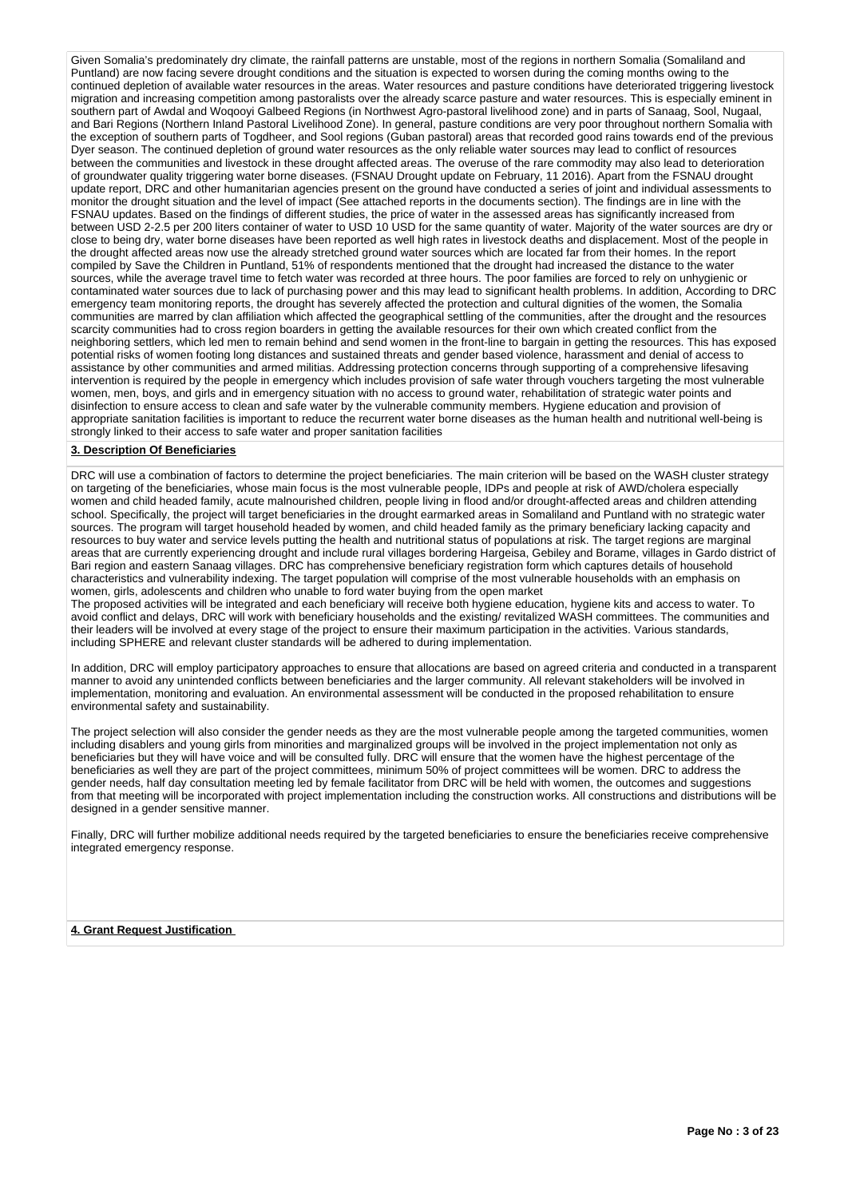Given Somalia's predominately dry climate, the rainfall patterns are unstable, most of the regions in northern Somalia (Somaliland and Puntland) are now facing severe drought conditions and the situation is expected to worsen during the coming months owing to the continued depletion of available water resources in the areas. Water resources and pasture conditions have deteriorated triggering livestock migration and increasing competition among pastoralists over the already scarce pasture and water resources. This is especially eminent in southern part of Awdal and Woqooyi Galbeed Regions (in Northwest Agro-pastoral livelihood zone) and in parts of Sanaag, Sool, Nugaal, and Bari Regions (Northern Inland Pastoral Livelihood Zone). In general, pasture conditions are very poor throughout northern Somalia with the exception of southern parts of Togdheer, and Sool regions (Guban pastoral) areas that recorded good rains towards end of the previous Dyer season. The continued depletion of ground water resources as the only reliable water sources may lead to conflict of resources between the communities and livestock in these drought affected areas. The overuse of the rare commodity may also lead to deterioration of groundwater quality triggering water borne diseases. (FSNAU Drought update on February, 11 2016). Apart from the FSNAU drought update report, DRC and other humanitarian agencies present on the ground have conducted a series of joint and individual assessments to monitor the drought situation and the level of impact (See attached reports in the documents section). The findings are in line with the FSNAU updates. Based on the findings of different studies, the price of water in the assessed areas has significantly increased from between USD 2-2.5 per 200 liters container of water to USD 10 USD for the same quantity of water. Majority of the water sources are dry or close to being dry, water borne diseases have been reported as well high rates in livestock deaths and displacement. Most of the people in the drought affected areas now use the already stretched ground water sources which are located far from their homes. In the report compiled by Save the Children in Puntland, 51% of respondents mentioned that the drought had increased the distance to the water sources, while the average travel time to fetch water was recorded at three hours. The poor families are forced to rely on unhygienic or contaminated water sources due to lack of purchasing power and this may lead to significant health problems. In addition, According to DRC emergency team monitoring reports, the drought has severely affected the protection and cultural dignities of the women, the Somalia communities are marred by clan affiliation which affected the geographical settling of the communities, after the drought and the resources scarcity communities had to cross region boarders in getting the available resources for their own which created conflict from the neighboring settlers, which led men to remain behind and send women in the front-line to bargain in getting the resources. This has exposed potential risks of women footing long distances and sustained threats and gender based violence, harassment and denial of access to assistance by other communities and armed militias. Addressing protection concerns through supporting of a comprehensive lifesaving intervention is required by the people in emergency which includes provision of safe water through vouchers targeting the most vulnerable women, men, boys, and girls and in emergency situation with no access to ground water, rehabilitation of strategic water points and disinfection to ensure access to clean and safe water by the vulnerable community members. Hygiene education and provision of appropriate sanitation facilities is important to reduce the recurrent water borne diseases as the human health and nutritional well-being is strongly linked to their access to safe water and proper sanitation facilities

**3. Description Of Beneficiaries**

DRC will use a combination of factors to determine the project beneficiaries. The main criterion will be based on the WASH cluster strategy on targeting of the beneficiaries, whose main focus is the most vulnerable people, IDPs and people at risk of AWD/cholera especially women and child headed family, acute malnourished children, people living in flood and/or drought-affected areas and children attending school. Specifically, the project will target beneficiaries in the drought earmarked areas in Somaliland and Puntland with no strategic water sources. The program will target household headed by women, and child headed family as the primary beneficiary lacking capacity and resources to buy water and service levels putting the health and nutritional status of populations at risk. The target regions are marginal areas that are currently experiencing drought and include rural villages bordering Hargeisa, Gebiley and Borame, villages in Gardo district of Bari region and eastern Sanaag villages. DRC has comprehensive beneficiary registration form which captures details of household characteristics and vulnerability indexing. The target population will comprise of the most vulnerable households with an emphasis on women, girls, adolescents and children who unable to ford water buying from the open market
The proposed activities will be integrated and each beneficiary will receive both hygiene education, hygiene kits and access to water. To avoid conflict and delays, DRC will work with beneficiary households and the existing/ revitalized WASH committees. The communities and their leaders will be involved at every stage of the project to ensure their maximum participation in the activities. Various standards, including SPHERE and relevant cluster standards will be adhered to during implementation.

In addition, DRC will employ participatory approaches to ensure that allocations are based on agreed criteria and conducted in a transparent manner to avoid any unintended conflicts between beneficiaries and the larger community. All relevant stakeholders will be involved in implementation, monitoring and evaluation. An environmental assessment will be conducted in the proposed rehabilitation to ensure environmental safety and sustainability.

The project selection will also consider the gender needs as they are the most vulnerable people among the targeted communities, women including disablers and young girls from minorities and marginalized groups will be involved in the project implementation not only as beneficiaries but they will have voice and will be consulted fully. DRC will ensure that the women have the highest percentage of the beneficiaries as well they are part of the project committees, minimum 50% of project committees will be women. DRC to address the gender needs, half day consultation meeting led by female facilitator from DRC will be held with women, the outcomes and suggestions from that meeting will be incorporated with project implementation including the construction works. All constructions and distributions will be designed in a gender sensitive manner.

Finally, DRC will further mobilize additional needs required by the targeted beneficiaries to ensure the beneficiaries receive comprehensive integrated emergency response.

**4. Grant Request Justification**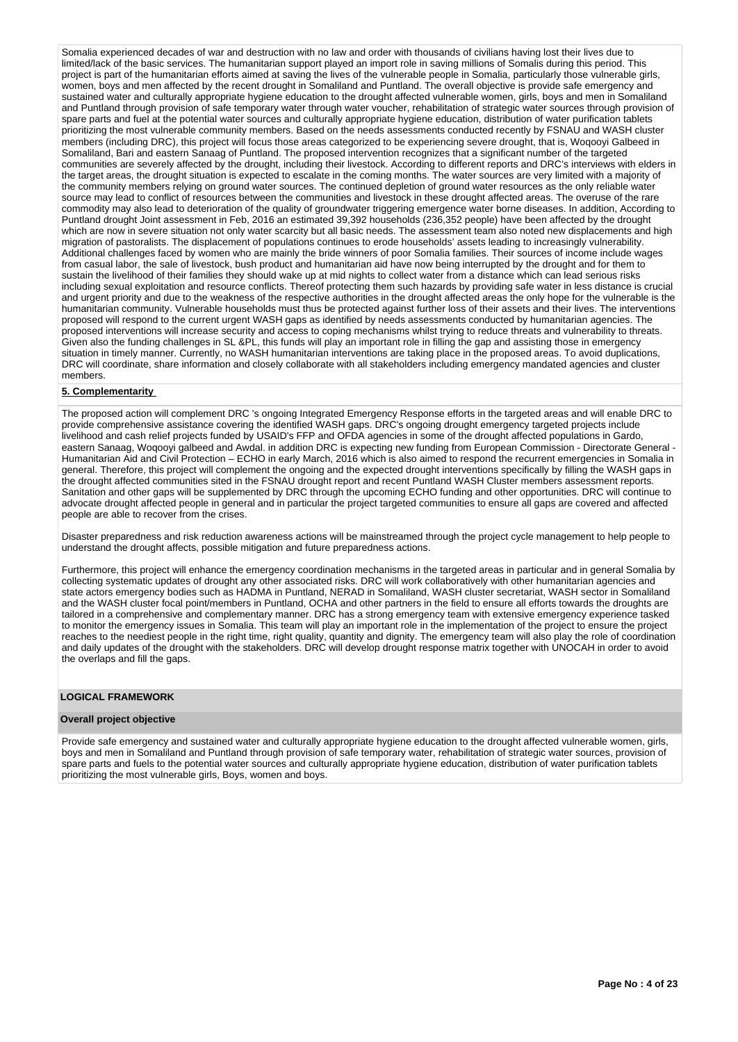Somalia experienced decades of war and destruction with no law and order with thousands of civilians having lost their lives due to limited/lack of the basic services. The humanitarian support played an import role in saving millions of Somalis during this period. This project is part of the humanitarian efforts aimed at saving the lives of the vulnerable people in Somalia, particularly those vulnerable girls, women, boys and men affected by the recent drought in Somaliland and Puntland. The overall objective is provide safe emergency and sustained water and culturally appropriate hygiene education to the drought affected vulnerable women, girls, boys and men in Somaliland and Puntland through provision of safe temporary water through water voucher, rehabilitation of strategic water sources through provision of spare parts and fuel at the potential water sources and culturally appropriate hygiene education, distribution of water purification tablets prioritizing the most vulnerable community members. Based on the needs assessments conducted recently by FSNAU and WASH cluster members (including DRC), this project will focus those areas categorized to be experiencing severe drought, that is, Woqooyi Galbeed in Somaliland, Bari and eastern Sanaag of Puntland. The proposed intervention recognizes that a significant number of the targeted communities are severely affected by the drought, including their livestock. According to different reports and DRC's interviews with elders in the target areas, the drought situation is expected to escalate in the coming months. The water sources are very limited with a majority of the community members relying on ground water sources. The continued depletion of ground water resources as the only reliable water source may lead to conflict of resources between the communities and livestock in these drought affected areas. The overuse of the rare commodity may also lead to deterioration of the quality of groundwater triggering emergence water borne diseases. In addition, According to Puntland drought Joint assessment in Feb, 2016 an estimated 39,392 households (236,352 people) have been affected by the drought which are now in severe situation not only water scarcity but all basic needs. The assessment team also noted new displacements and high migration of pastoralists. The displacement of populations continues to erode households' assets leading to increasingly vulnerability. Additional challenges faced by women who are mainly the bride winners of poor Somalia families. Their sources of income include wages from casual labor, the sale of livestock, bush product and humanitarian aid have now being interrupted by the drought and for them to sustain the livelihood of their families they should wake up at mid nights to collect water from a distance which can lead serious risks including sexual exploitation and resource conflicts. Thereof protecting them such hazards by providing safe water in less distance is crucial and urgent priority and due to the weakness of the respective authorities in the drought affected areas the only hope for the vulnerable is the humanitarian community. Vulnerable households must thus be protected against further loss of their assets and their lives. The interventions proposed will respond to the current urgent WASH gaps as identified by needs assessments conducted by humanitarian agencies. The proposed interventions will increase security and access to coping mechanisms whilst trying to reduce threats and vulnerability to threats. Given also the funding challenges in SL &PL, this funds will play an important role in filling the gap and assisting those in emergency situation in timely manner. Currently, no WASH humanitarian interventions are taking place in the proposed areas. To avoid duplications, DRC will coordinate, share information and closely collaborate with all stakeholders including emergency mandated agencies and cluster members.

**5. Complementarity**

The proposed action will complement DRC 's ongoing Integrated Emergency Response efforts in the targeted areas and will enable DRC to provide comprehensive assistance covering the identified WASH gaps. DRC's ongoing drought emergency targeted projects include livelihood and cash relief projects funded by USAID's FFP and OFDA agencies in some of the drought affected populations in Gardo, eastern Sanaag, Woqooyi galbeed and Awdal. in addition DRC is expecting new funding from European Commission - Directorate General - Humanitarian Aid and Civil Protection – ECHO in early March, 2016 which is also aimed to respond the recurrent emergencies in Somalia in general. Therefore, this project will complement the ongoing and the expected drought interventions specifically by filling the WASH gaps in the drought affected communities sited in the FSNAU drought report and recent Puntland WASH Cluster members assessment reports. Sanitation and other gaps will be supplemented by DRC through the upcoming ECHO funding and other opportunities. DRC will continue to advocate drought affected people in general and in particular the project targeted communities to ensure all gaps are covered and affected people are able to recover from the crises.

Disaster preparedness and risk reduction awareness actions will be mainstreamed through the project cycle management to help people to understand the drought affects, possible mitigation and future preparedness actions.

Furthermore, this project will enhance the emergency coordination mechanisms in the targeted areas in particular and in general Somalia by collecting systematic updates of drought any other associated risks. DRC will work collaboratively with other humanitarian agencies and state actors emergency bodies such as HADMA in Puntland, NERAD in Somaliland, WASH cluster secretariat, WASH sector in Somaliland and the WASH cluster focal point/members in Puntland, OCHA and other partners in the field to ensure all efforts towards the droughts are tailored in a comprehensive and complementary manner. DRC has a strong emergency team with extensive emergency experience tasked to monitor the emergency issues in Somalia. This team will play an important role in the implementation of the project to ensure the project reaches to the neediest people in the right time, right quality, quantity and dignity. The emergency team will also play the role of coordination and daily updates of the drought with the stakeholders. DRC will develop drought response matrix together with UNOCAH in order to avoid the overlaps and fill the gaps.

## LOGICAL FRAMEWORK

### Overall project objective

Provide safe emergency and sustained water and culturally appropriate hygiene education to the drought affected vulnerable women, girls, boys and men in Somaliland and Puntland through provision of safe temporary water, rehabilitation of strategic water sources, provision of spare parts and fuels to the potential water sources and culturally appropriate hygiene education, distribution of water purification tablets prioritizing the most vulnerable girls, Boys, women and boys.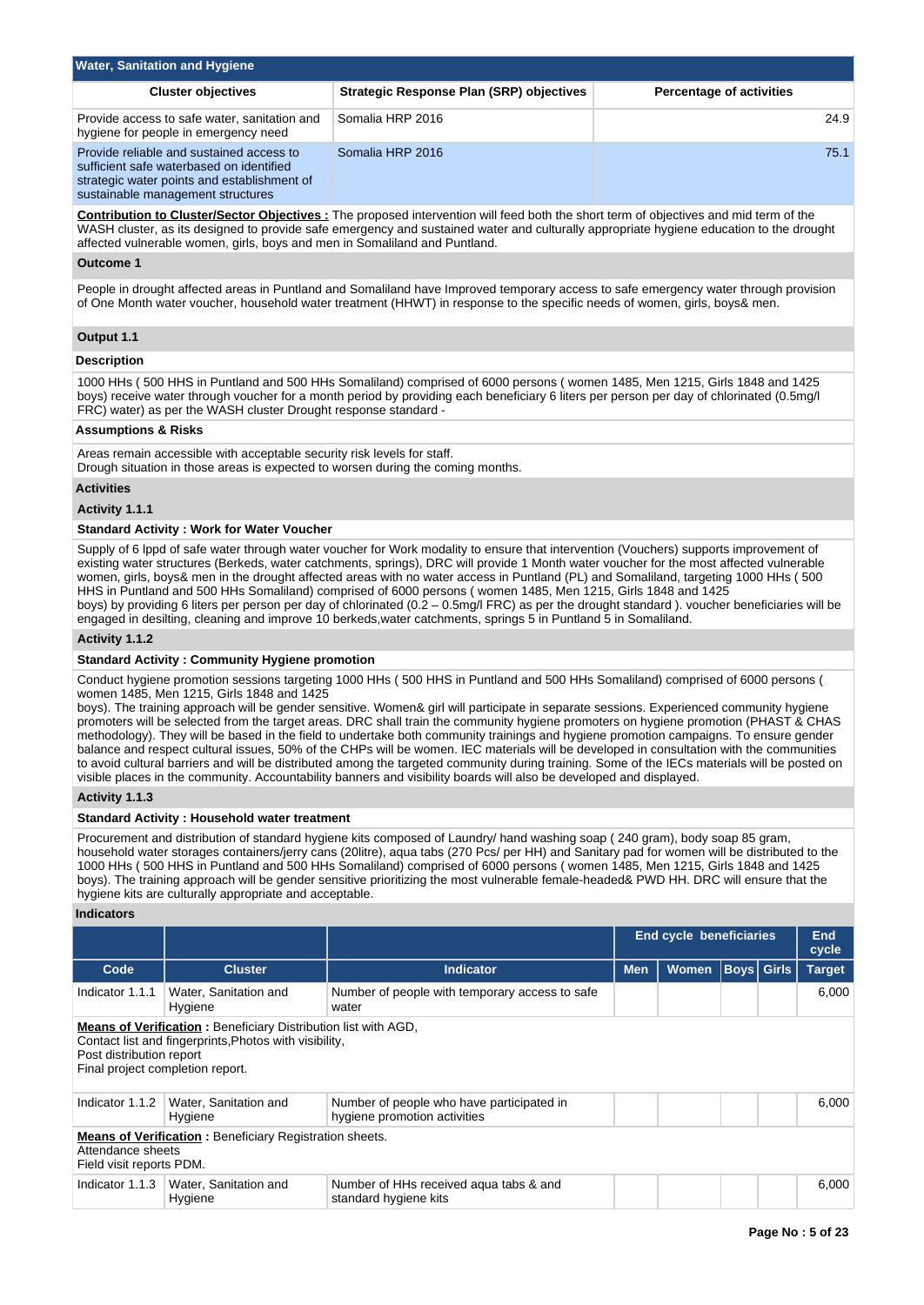## Water, Sanitation and Hygiene

| Cluster objectives | Strategic Response Plan (SRP) objectives | Percentage of activities |
|---|---|---|
| Provide access to safe water, sanitation and hygiene for people in emergency need | Somalia HRP 2016 | 24.9 |
| Provide reliable and sustained access to sufficient safe waterbased on identified strategic water points and establishment of sustainable management structures | Somalia HRP 2016 | 75.1 |

**Contribution to Cluster/Sector Objectives :** The proposed intervention will feed both the short term of objectives and mid term of the WASH cluster, as its designed to provide safe emergency and sustained water and culturally appropriate hygiene education to the drought affected vulnerable women, girls, boys and men in Somaliland and Puntland.

### Outcome 1

People in drought affected areas in Puntland and Somaliland have Improved temporary access to safe emergency water through provision of One Month water voucher, household water treatment (HHWT) in response to the specific needs of women, girls, boys& men.

### Output 1.1

**Description**

1000 HHs ( 500 HHS in Puntland and 500 HHs Somaliland) comprised of 6000 persons ( women 1485, Men 1215, Girls 1848 and 1425 boys) receive water through voucher for a month period by providing each beneficiary 6 liters per person per day of chlorinated (0.5mg/l FRC) water) as per the WASH cluster Drought response standard -

**Assumptions & Risks**

Areas remain accessible with acceptable security risk levels for staff.
Drought situation in those areas is expected to worsen during the coming months.

**Activities**

**Activity 1.1.1**

**Standard Activity : Work for Water Voucher**

Supply of 6 lppd of safe water through water voucher for Work modality to ensure that intervention (Vouchers) supports improvement of existing water structures (Berkeds, water catchments, springs), DRC will provide 1 Month water voucher for the most affected vulnerable women, girls, boys& men in the drought affected areas with no water access in Puntland (PL) and Somaliland, targeting 1000 HHs ( 500 HHS in Puntland and 500 HHs Somaliland) comprised of 6000 persons ( women 1485, Men 1215, Girls 1848 and 1425 boys) by providing 6 liters per person per day of chlorinated (0.2 – 0.5mg/l FRC) as per the drought standard ). voucher beneficiaries will be engaged in desilting, cleaning and improve 10 berkeds,water catchments, springs 5 in Puntland 5 in Somaliland.

**Activity 1.1.2**

**Standard Activity : Community Hygiene promotion**

Conduct hygiene promotion sessions targeting 1000 HHs ( 500 HHS in Puntland and 500 HHs Somaliland) comprised of 6000 persons ( women 1485, Men 1215, Girls 1848 and 1425 boys). The training approach will be gender sensitive. Women& girl will participate in separate sessions. Experienced community hygiene promoters will be selected from the target areas. DRC shall train the community hygiene promoters on hygiene promotion (PHAST & CHAS methodology). They will be based in the field to undertake both community trainings and hygiene promotion campaigns. To ensure gender balance and respect cultural issues, 50% of the CHPs will be women. IEC materials will be developed in consultation with the communities to avoid cultural barriers and will be distributed among the targeted community during training. Some of the IECs materials will be posted on visible places in the community. Accountability banners and visibility boards will also be developed and displayed.

**Activity 1.1.3**

**Standard Activity : Household water treatment**

Procurement and distribution of standard hygiene kits composed of Laundry/ hand washing soap ( 240 gram), body soap 85 gram, household water storages containers/jerry cans (20litre), aqua tabs (270 Pcs/ per HH) and Sanitary pad for women will be distributed to the 1000 HHs ( 500 HHS in Puntland and 500 HHs Somaliland) comprised of 6000 persons ( women 1485, Men 1215, Girls 1848 and 1425 boys). The training approach will be gender sensitive prioritizing the most vulnerable female-headed& PWD HH. DRC will ensure that the hygiene kits are culturally appropriate and acceptable.

**Indicators**

| | | | End cycle beneficiaries | | | | End cycle |
|---|---|---|---|---|---|---|---|
| **Code** | **Cluster** | **Indicator** | **Men** | **Women** | **Boys** | **Girls** | **Target** |
| Indicator 1.1.1 | Water, Sanitation and Hygiene | Number of people with temporary access to safe water | | | | | 6,000 |

**Means of Verification :** Beneficiary Distribution list with AGD,
Contact list and fingerprints,Photos with visibility,
Post distribution report
Final project completion report.

| Code | Cluster | Indicator | Men | Women | Boys | Girls | Target |
|---|---|---|---|---|---|---|---|
| Indicator 1.1.2 | Water, Sanitation and Hygiene | Number of people who have participated in hygiene promotion activities | | | | | 6,000 |

**Means of Verification :** Beneficiary Registration sheets.
Attendance sheets
Field visit reports PDM.

| Code | Cluster | Indicator | Men | Women | Boys | Girls | Target |
|---|---|---|---|---|---|---|---|
| Indicator 1.1.3 | Water, Sanitation and Hygiene | Number of HHs received aqua tabs & and standard hygiene kits | | | | | 6,000 |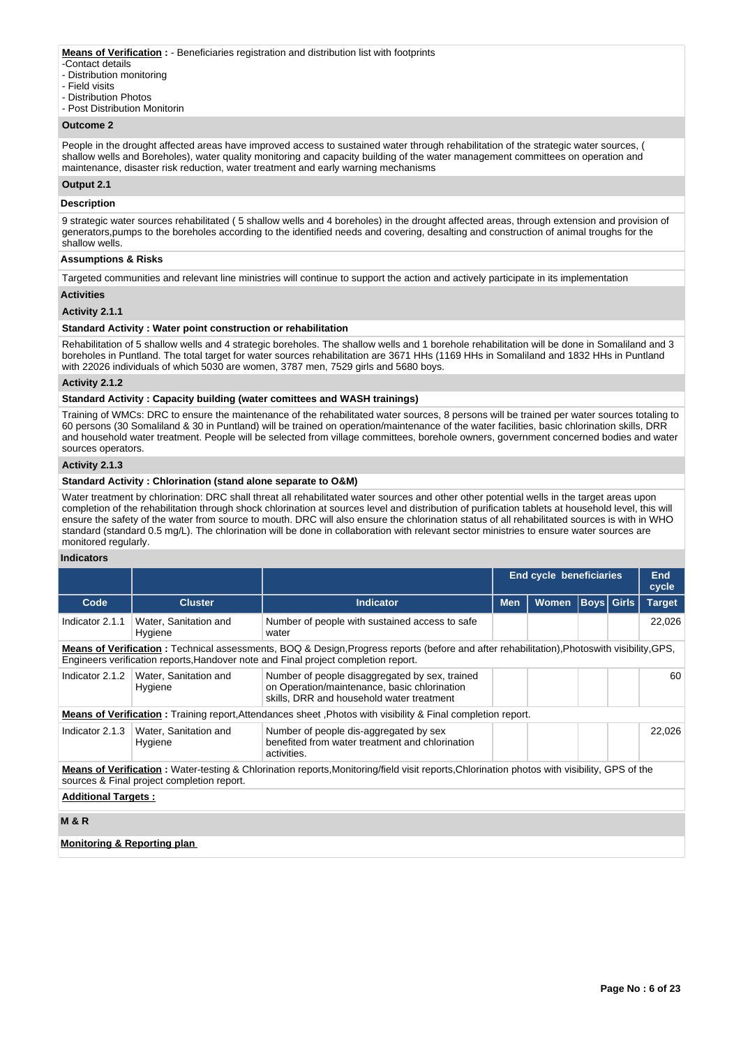**Means of Verification :** - Beneficiaries registration and distribution list with footprints
-Contact details
- Distribution monitoring
- Field visits
- Distribution Photos
- Post Distribution Monitorin

### Outcome 2

People in the drought affected areas have improved access to sustained water through rehabilitation of the strategic water sources, ( shallow wells and Boreholes), water quality monitoring and capacity building of the water management committees on operation and maintenance, disaster risk reduction, water treatment and early warning mechanisms

### Output 2.1

**Description**

9 strategic water sources rehabilitated ( 5 shallow wells and 4 boreholes) in the drought affected areas, through extension and provision of generators,pumps to the boreholes according to the identified needs and covering, desalting and construction of animal troughs for the shallow wells.

**Assumptions & Risks**

Targeted communities and relevant line ministries will continue to support the action and actively participate in its implementation

**Activities**

**Activity 2.1.1**

**Standard Activity : Water point construction or rehabilitation**

Rehabilitation of 5 shallow wells and 4 strategic boreholes. The shallow wells and 1 borehole rehabilitation will be done in Somaliland and 3 boreholes in Puntland. The total target for water sources rehabilitation are 3671 HHs (1169 HHs in Somaliland and 1832 HHs in Puntland with 22026 individuals of which 5030 are women, 3787 men, 7529 girls and 5680 boys.

**Activity 2.1.2**

**Standard Activity : Capacity building (water comittees and WASH trainings)**

Training of WMCs: DRC to ensure the maintenance of the rehabilitated water sources, 8 persons will be trained per water sources totaling to 60 persons (30 Somaliland & 30 in Puntland) will be trained on operation/maintenance of the water facilities, basic chlorination skills, DRR and household water treatment. People will be selected from village committees, borehole owners, government concerned bodies and water sources operators.

**Activity 2.1.3**

**Standard Activity : Chlorination (stand alone separate to O&M)**

Water treatment by chlorination: DRC shall threat all rehabilitated water sources and other other potential wells in the target areas upon completion of the rehabilitation through shock chlorination at sources level and distribution of purification tablets at household level, this will ensure the safety of the water from source to mouth. DRC will also ensure the chlorination status of all rehabilitated sources is with in WHO standard (standard 0.5 mg/L). The chlorination will be done in collaboration with relevant sector ministries to ensure water sources are monitored regularly.

**Indicators**

| | | | End cycle beneficiaries | | | | End cycle |
|---|---|---|---|---|---|---|---|
| **Code** | **Cluster** | **Indicator** | **Men** | **Women** | **Boys** | **Girls** | **Target** |
| Indicator 2.1.1 | Water, Sanitation and Hygiene | Number of people with sustained access to safe water | | | | | 22,026 |
| **Means of Verification :** Technical assessments, BOQ & Design,Progress reports (before and after rehabilitation),Photoswith visibility,GPS, Engineers verification reports,Handover note and Final project completion report. | | | | | | | |
| Indicator 2.1.2 | Water, Sanitation and Hygiene | Number of people disaggregated by sex, trained on Operation/maintenance, basic chlorination skills, DRR and household water treatment | | | | | 60 |
| **Means of Verification :** Training report,Attendances sheet ,Photos with visibility & Final completion report. | | | | | | | |
| Indicator 2.1.3 | Water, Sanitation and Hygiene | Number of people dis-aggregated by sex benefited from water treatment and chlorination activities. | | | | | 22,026 |
| **Means of Verification :** Water-testing & Chlorination reports,Monitoring/field visit reports,Chlorination photos with visibility, GPS of the sources & Final project completion report. | | | | | | | |

**Additional Targets :**

### M & R

**Monitoring & Reporting plan**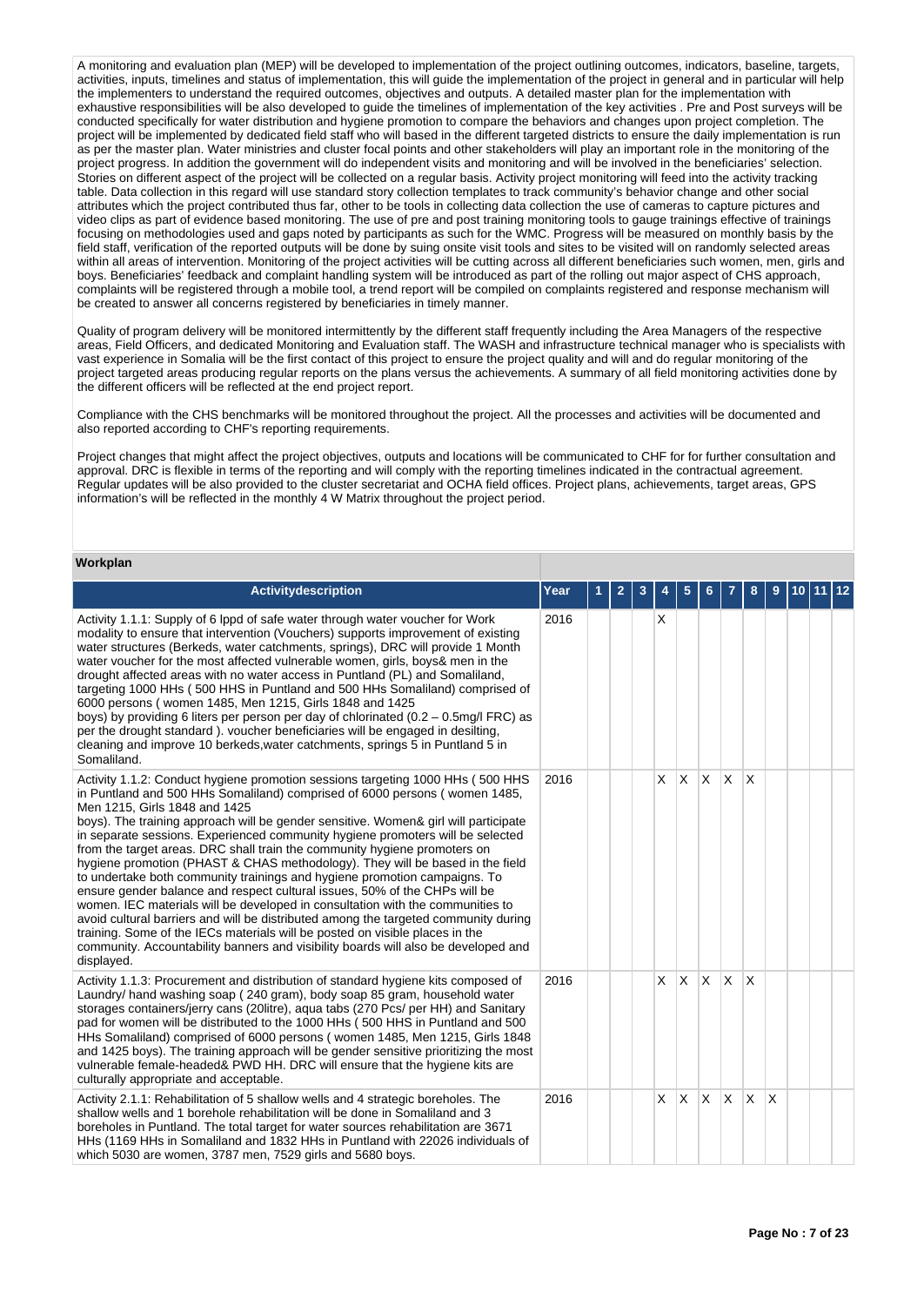A monitoring and evaluation plan (MEP) will be developed to implementation of the project outlining outcomes, indicators, baseline, targets, activities, inputs, timelines and status of implementation, this will guide the implementation of the project in general and in particular will help the implementers to understand the required outcomes, objectives and outputs. A detailed master plan for the implementation with exhaustive responsibilities will be also developed to guide the timelines of implementation of the key activities . Pre and Post surveys will be conducted specifically for water distribution and hygiene promotion to compare the behaviors and changes upon project completion. The project will be implemented by dedicated field staff who will based in the different targeted districts to ensure the daily implementation is run as per the master plan. Water ministries and cluster focal points and other stakeholders will play an important role in the monitoring of the project progress. In addition the government will do independent visits and monitoring and will be involved in the beneficiaries' selection. Stories on different aspect of the project will be collected on a regular basis. Activity project monitoring will feed into the activity tracking table. Data collection in this regard will use standard story collection templates to track community's behavior change and other social attributes which the project contributed thus far, other to be tools in collecting data collection the use of cameras to capture pictures and video clips as part of evidence based monitoring. The use of pre and post training monitoring tools to gauge trainings effective of trainings focusing on methodologies used and gaps noted by participants as such for the WMC. Progress will be measured on monthly basis by the field staff, verification of the reported outputs will be done by suing onsite visit tools and sites to be visited will on randomly selected areas within all areas of intervention. Monitoring of the project activities will be cutting across all different beneficiaries such women, men, girls and boys. Beneficiaries' feedback and complaint handling system will be introduced as part of the rolling out major aspect of CHS approach, complaints will be registered through a mobile tool, a trend report will be compiled on complaints registered and response mechanism will be created to answer all concerns registered by beneficiaries in timely manner.

Quality of program delivery will be monitored intermittently by the different staff frequently including the Area Managers of the respective areas, Field Officers, and dedicated Monitoring and Evaluation staff. The WASH and infrastructure technical manager who is specialists with vast experience in Somalia will be the first contact of this project to ensure the project quality and will and do regular monitoring of the project targeted areas producing regular reports on the plans versus the achievements. A summary of all field monitoring activities done by the different officers will be reflected at the end project report.

Compliance with the CHS benchmarks will be monitored throughout the project. All the processes and activities will be documented and also reported according to CHF's reporting requirements.

Project changes that might affect the project objectives, outputs and locations will be communicated to CHF for for further consultation and approval. DRC is flexible in terms of the reporting and will comply with the reporting timelines indicated in the contractual agreement. Regular updates will be also provided to the cluster secretariat and OCHA field offices. Project plans, achievements, target areas, GPS information's will be reflected in the monthly 4 W Matrix throughout the project period.

**Workplan**

| Activitydescription | Year | 1 | 2 | 3 | 4 | 5 | 6 | 7 | 8 | 9 | 10 | 11 | 12 |
|---|---|---|---|---|---|---|---|---|---|---|---|---|---|
| Activity 1.1.1: Supply of 6 lppd of safe water through water voucher for Work modality to ensure that intervention (Vouchers) supports improvement of existing water structures (Berkeds, water catchments, springs), DRC will provide 1 Month water voucher for the most affected vulnerable women, girls, boys& men in the drought affected areas with no water access in Puntland (PL) and Somaliland, targeting 1000 HHs ( 500 HHS in Puntland and 500 HHs Somaliland) comprised of 6000 persons ( women 1485, Men 1215, Girls 1848 and 1425 boys) by providing 6 liters per person per day of chlorinated (0.2 – 0.5mg/l FRC) as per the drought standard ). voucher beneficiaries will be engaged in desilting, cleaning and improve 10 berkeds,water catchments, springs 5 in Puntland 5 in Somaliland. | 2016 | | | | X | | | | | | | | |
| Activity 1.1.2: Conduct hygiene promotion sessions targeting 1000 HHs ( 500 HHS in Puntland and 500 HHs Somaliland) comprised of 6000 persons ( women 1485, Men 1215, Girls 1848 and 1425 boys). The training approach will be gender sensitive. Women& girl will participate in separate sessions. Experienced community hygiene promoters will be selected from the target areas. DRC shall train the community hygiene promoters on hygiene promotion (PHAST & CHAS methodology). They will be based in the field to undertake both community trainings and hygiene promotion campaigns. To ensure gender balance and respect cultural issues, 50% of the CHPs will be women. IEC materials will be developed in consultation with the communities to avoid cultural barriers and will be distributed among the targeted community during training. Some of the IECs materials will be posted on visible places in the community. Accountability banners and visibility boards will also be developed and displayed. | 2016 | | | | X | X | X | X | X | | | | |
| Activity 1.1.3: Procurement and distribution of standard hygiene kits composed of Laundry/ hand washing soap ( 240 gram), body soap 85 gram, household water storages containers/jerry cans (20litre), aqua tabs (270 Pcs/ per HH) and Sanitary pad for women will be distributed to the 1000 HHs ( 500 HHS in Puntland and 500 HHs Somaliland) comprised of 6000 persons ( women 1485, Men 1215, Girls 1848 and 1425 boys). The training approach will be gender sensitive prioritizing the most vulnerable female-headed& PWD HH. DRC will ensure that the hygiene kits are culturally appropriate and acceptable. | 2016 | | | | X | X | X | X | X | | | | |
| Activity 2.1.1: Rehabilitation of 5 shallow wells and 4 strategic boreholes. The shallow wells and 1 borehole rehabilitation will be done in Somaliland and 3 boreholes in Puntland. The total target for water sources rehabilitation are 3671 HHs (1169 HHs in Somaliland and 1832 HHs in Puntland with 22026 individuals of which 5030 are women, 3787 men, 7529 girls and 5680 boys. | 2016 | | | | X | X | X | X | X | X | | | |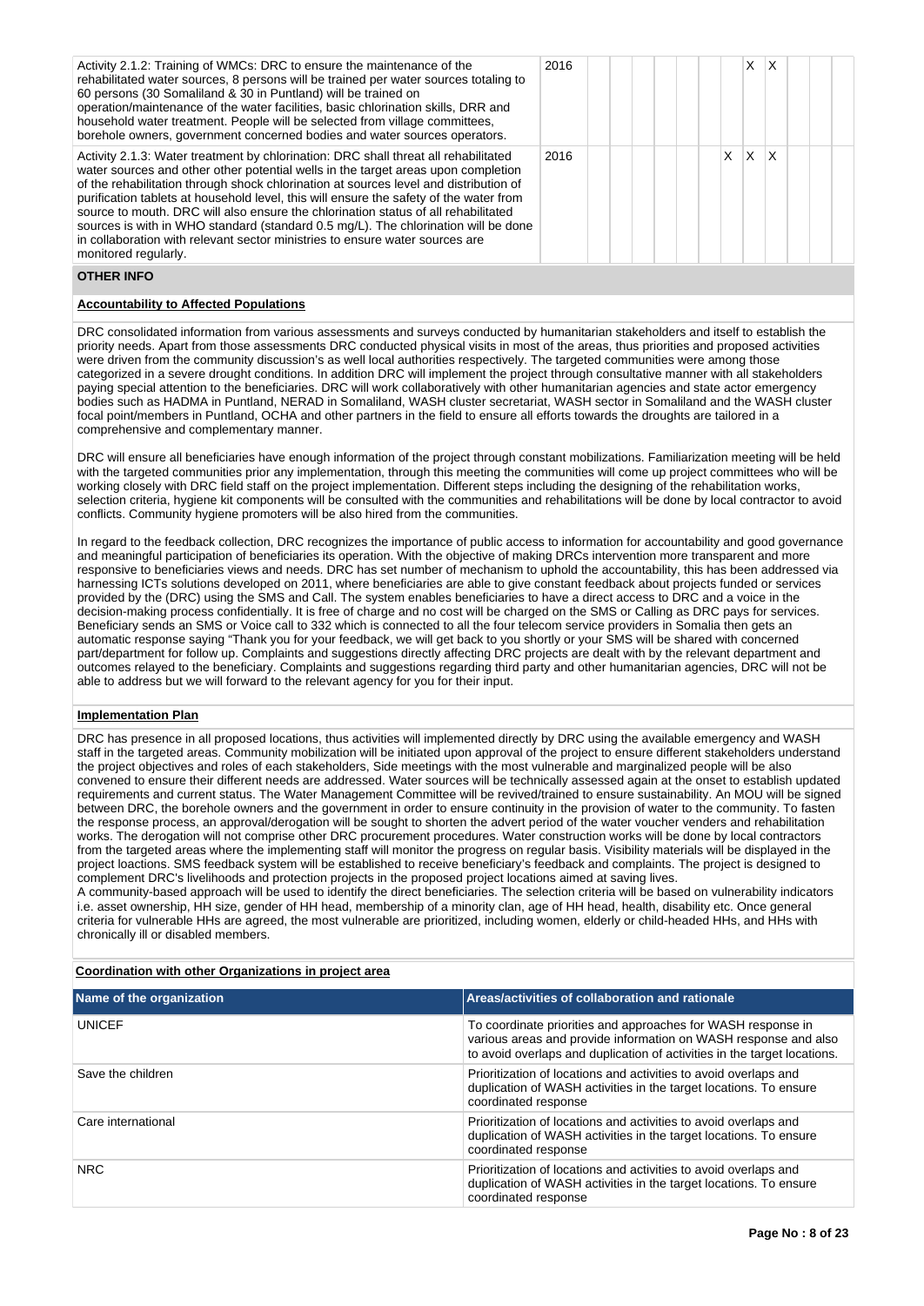| | | | | | | | | | | | | | |
|---|---|---|---|---|---|---|---|---|---|---|---|---|---|
| Activity 2.1.2: Training of WMCs: DRC to ensure the maintenance of the rehabilitated water sources, 8 persons will be trained per water sources totaling to 60 persons (30 Somaliland & 30 in Puntland) will be trained on operation/maintenance of the water facilities, basic chlorination skills, DRR and household water treatment. People will be selected from village committees, borehole owners, government concerned bodies and water sources operators. | 2016 | | | | | | | | X | X | | | |
| Activity 2.1.3: Water treatment by chlorination: DRC shall threat all rehabilitated water sources and other other potential wells in the target areas upon completion of the rehabilitation through shock chlorination at sources level and distribution of purification tablets at household level, this will ensure the safety of the water from source to mouth. DRC will also ensure the chlorination status of all rehabilitated sources is with in WHO standard (standard 0.5 mg/L). The chlorination will be done in collaboration with relevant sector ministries to ensure water sources are monitored regularly. | 2016 | | | | | | | X | X | X | | | |

## OTHER INFO

**Accountability to Affected Populations**

DRC consolidated information from various assessments and surveys conducted by humanitarian stakeholders and itself to establish the priority needs. Apart from those assessments DRC conducted physical visits in most of the areas, thus priorities and proposed activities were driven from the community discussion's as well local authorities respectively. The targeted communities were among those categorized in a severe drought conditions. In addition DRC will implement the project through consultative manner with all stakeholders paying special attention to the beneficiaries. DRC will work collaboratively with other humanitarian agencies and state actor emergency bodies such as HADMA in Puntland, NERAD in Somaliland, WASH cluster secretariat, WASH sector in Somaliland and the WASH cluster focal point/members in Puntland, OCHA and other partners in the field to ensure all efforts towards the droughts are tailored in a comprehensive and complementary manner.

DRC will ensure all beneficiaries have enough information of the project through constant mobilizations. Familiarization meeting will be held with the targeted communities prior any implementation, through this meeting the communities will come up project committees who will be working closely with DRC field staff on the project implementation. Different steps including the designing of the rehabilitation works, selection criteria, hygiene kit components will be consulted with the communities and rehabilitations will be done by local contractor to avoid conflicts. Community hygiene promoters will be also hired from the communities.

In regard to the feedback collection, DRC recognizes the importance of public access to information for accountability and good governance and meaningful participation of beneficiaries its operation. With the objective of making DRCs intervention more transparent and more responsive to beneficiaries views and needs. DRC has set number of mechanism to uphold the accountability, this has been addressed via harnessing ICTs solutions developed on 2011, where beneficiaries are able to give constant feedback about projects funded or services provided by the (DRC) using the SMS and Call. The system enables beneficiaries to have a direct access to DRC and a voice in the decision-making process confidentially. It is free of charge and no cost will be charged on the SMS or Calling as DRC pays for services. Beneficiary sends an SMS or Voice call to 332 which is connected to all the four telecom service providers in Somalia then gets an automatic response saying "Thank you for your feedback, we will get back to you shortly or your SMS will be shared with concerned part/department for follow up. Complaints and suggestions directly affecting DRC projects are dealt with by the relevant department and outcomes relayed to the beneficiary. Complaints and suggestions regarding third party and other humanitarian agencies, DRC will not be able to address but we will forward to the relevant agency for you for their input.

**Implementation Plan**

DRC has presence in all proposed locations, thus activities will implemented directly by DRC using the available emergency and WASH staff in the targeted areas. Community mobilization will be initiated upon approval of the project to ensure different stakeholders understand the project objectives and roles of each stakeholders, Side meetings with the most vulnerable and marginalized people will be also convened to ensure their different needs are addressed. Water sources will be technically assessed again at the onset to establish updated requirements and current status. The Water Management Committee will be revived/trained to ensure sustainability. An MOU will be signed between DRC, the borehole owners and the government in order to ensure continuity in the provision of water to the community. To fasten the response process, an approval/derogation will be sought to shorten the advert period of the water voucher venders and rehabilitation works. The derogation will not comprise other DRC procurement procedures. Water construction works will be done by local contractors from the targeted areas where the implementing staff will monitor the progress on regular basis. Visibility materials will be displayed in the project loactions. SMS feedback system will be established to receive beneficiary's feedback and complaints. The project is designed to complement DRC's livelihoods and protection projects in the proposed project locations aimed at saving lives.
A community-based approach will be used to identify the direct beneficiaries. The selection criteria will be based on vulnerability indicators i.e. asset ownership, HH size, gender of HH head, membership of a minority clan, age of HH head, health, disability etc. Once general criteria for vulnerable HHs are agreed, the most vulnerable are prioritized, including women, elderly or child-headed HHs, and HHs with chronically ill or disabled members.

**Coordination with other Organizations in project area**

| Name of the organization | Areas/activities of collaboration and rationale |
|---|---|
| UNICEF | To coordinate priorities and approaches for WASH response in various areas and provide information on WASH response and also to avoid overlaps and duplication of activities in the target locations. |
| Save the children | Prioritization of locations and activities to avoid overlaps and duplication of WASH activities in the target locations. To ensure coordinated response |
| Care international | Prioritization of locations and activities to avoid overlaps and duplication of WASH activities in the target locations. To ensure coordinated response |
| NRC | Prioritization of locations and activities to avoid overlaps and duplication of WASH activities in the target locations. To ensure coordinated response |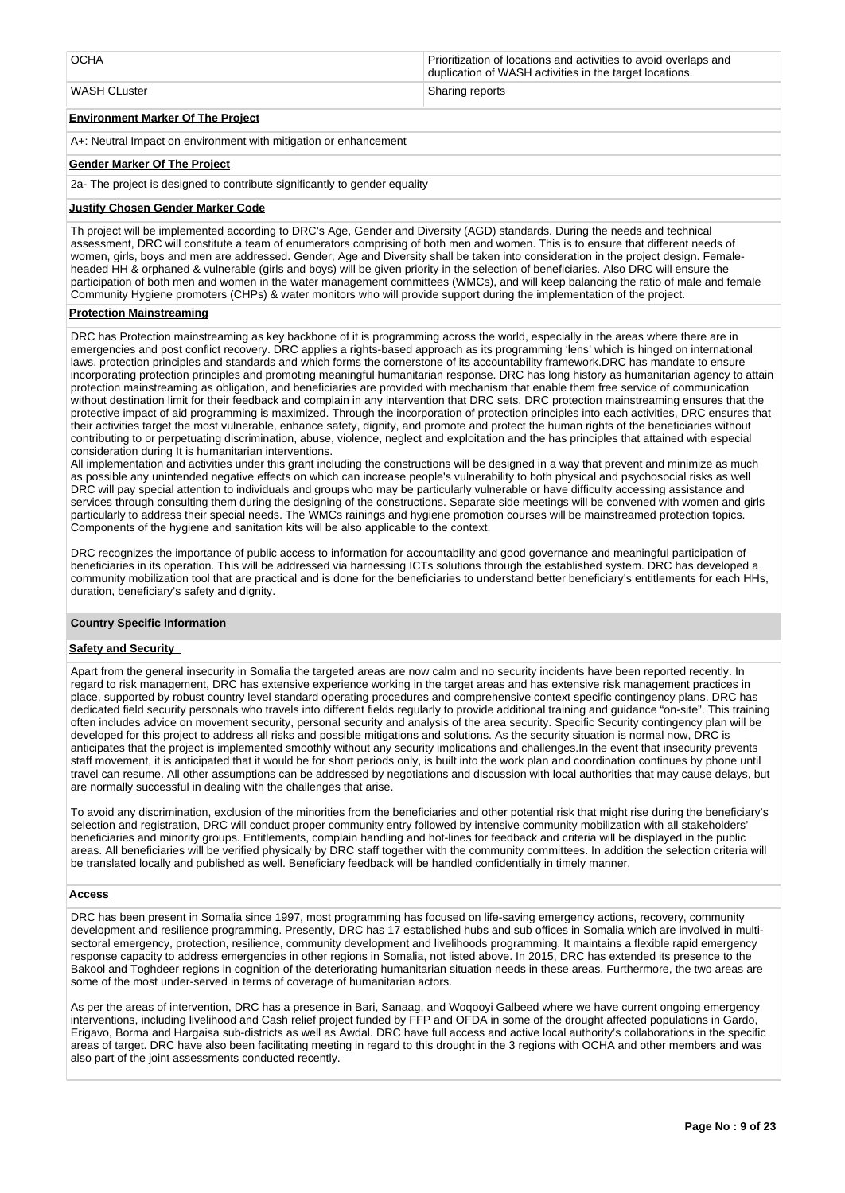| | |
|---|---|
| OCHA | Prioritization of locations and activities to avoid overlaps and duplication of WASH activities in the target locations. |
| WASH CLuster | Sharing reports |

**Environment Marker Of The Project**

A+: Neutral Impact on environment with mitigation or enhancement

**Gender Marker Of The Project**

2a- The project is designed to contribute significantly to gender equality

**Justify Chosen Gender Marker Code**

Th project will be implemented according to DRC's Age, Gender and Diversity (AGD) standards. During the needs and technical assessment, DRC will constitute a team of enumerators comprising of both men and women. This is to ensure that different needs of women, girls, boys and men are addressed. Gender, Age and Diversity shall be taken into consideration in the project design. Female-headed HH & orphaned & vulnerable (girls and boys) will be given priority in the selection of beneficiaries. Also DRC will ensure the participation of both men and women in the water management committees (WMCs), and will keep balancing the ratio of male and female Community Hygiene promoters (CHPs) & water monitors who will provide support during the implementation of the project.

**Protection Mainstreaming**

DRC has Protection mainstreaming as key backbone of it is programming across the world, especially in the areas where there are in emergencies and post conflict recovery. DRC applies a rights-based approach as its programming 'lens' which is hinged on international laws, protection principles and standards and which forms the cornerstone of its accountability framework.DRC has mandate to ensure incorporating protection principles and promoting meaningful humanitarian response. DRC has long history as humanitarian agency to attain protection mainstreaming as obligation, and beneficiaries are provided with mechanism that enable them free service of communication without destination limit for their feedback and complain in any intervention that DRC sets. DRC protection mainstreaming ensures that the protective impact of aid programming is maximized. Through the incorporation of protection principles into each activities, DRC ensures that their activities target the most vulnerable, enhance safety, dignity, and promote and protect the human rights of the beneficiaries without contributing to or perpetuating discrimination, abuse, violence, neglect and exploitation and the has principles that attained with especial consideration during It is humanitarian interventions.
All implementation and activities under this grant including the constructions will be designed in a way that prevent and minimize as much as possible any unintended negative effects on which can increase people's vulnerability to both physical and psychosocial risks as well DRC will pay special attention to individuals and groups who may be particularly vulnerable or have difficulty accessing assistance and services through consulting them during the designing of the constructions. Separate side meetings will be convened with women and girls particularly to address their special needs. The WMCs rainings and hygiene promotion courses will be mainstreamed protection topics. Components of the hygiene and sanitation kits will be also applicable to the context.

DRC recognizes the importance of public access to information for accountability and good governance and meaningful participation of beneficiaries in its operation. This will be addressed via harnessing ICTs solutions through the established system. DRC has developed a community mobilization tool that are practical and is done for the beneficiaries to understand better beneficiary's entitlements for each HHs, duration, beneficiary's safety and dignity.

**Country Specific Information**

**Safety and Security**

Apart from the general insecurity in Somalia the targeted areas are now calm and no security incidents have been reported recently. In regard to risk management, DRC has extensive experience working in the target areas and has extensive risk management practices in place, supported by robust country level standard operating procedures and comprehensive context specific contingency plans. DRC has dedicated field security personals who travels into different fields regularly to provide additional training and guidance "on-site". This training often includes advice on movement security, personal security and analysis of the area security. Specific Security contingency plan will be developed for this project to address all risks and possible mitigations and solutions. As the security situation is normal now, DRC is anticipates that the project is implemented smoothly without any security implications and challenges.In the event that insecurity prevents staff movement, it is anticipated that it would be for short periods only, is built into the work plan and coordination continues by phone until travel can resume. All other assumptions can be addressed by negotiations and discussion with local authorities that may cause delays, but are normally successful in dealing with the challenges that arise.

To avoid any discrimination, exclusion of the minorities from the beneficiaries and other potential risk that might rise during the beneficiary's selection and registration, DRC will conduct proper community entry followed by intensive community mobilization with all stakeholders' beneficiaries and minority groups. Entitlements, complain handling and hot-lines for feedback and criteria will be displayed in the public areas. All beneficiaries will be verified physically by DRC staff together with the community committees. In addition the selection criteria will be translated locally and published as well. Beneficiary feedback will be handled confidentially in timely manner.

**Access**

DRC has been present in Somalia since 1997, most programming has focused on life-saving emergency actions, recovery, community development and resilience programming. Presently, DRC has 17 established hubs and sub offices in Somalia which are involved in multi-sectoral emergency, protection, resilience, community development and livelihoods programming. It maintains a flexible rapid emergency response capacity to address emergencies in other regions in Somalia, not listed above. In 2015, DRC has extended its presence to the Bakool and Toghdeer regions in cognition of the deteriorating humanitarian situation needs in these areas. Furthermore, the two areas are some of the most under-served in terms of coverage of humanitarian actors.

As per the areas of intervention, DRC has a presence in Bari, Sanaag, and Woqooyi Galbeed where we have current ongoing emergency interventions, including livelihood and Cash relief project funded by FFP and OFDA in some of the drought affected populations in Gardo, Erigavo, Borma and Hargaisa sub-districts as well as Awdal. DRC have full access and active local authority's collaborations in the specific areas of target. DRC have also been facilitating meeting in regard to this drought in the 3 regions with OCHA and other members and was also part of the joint assessments conducted recently.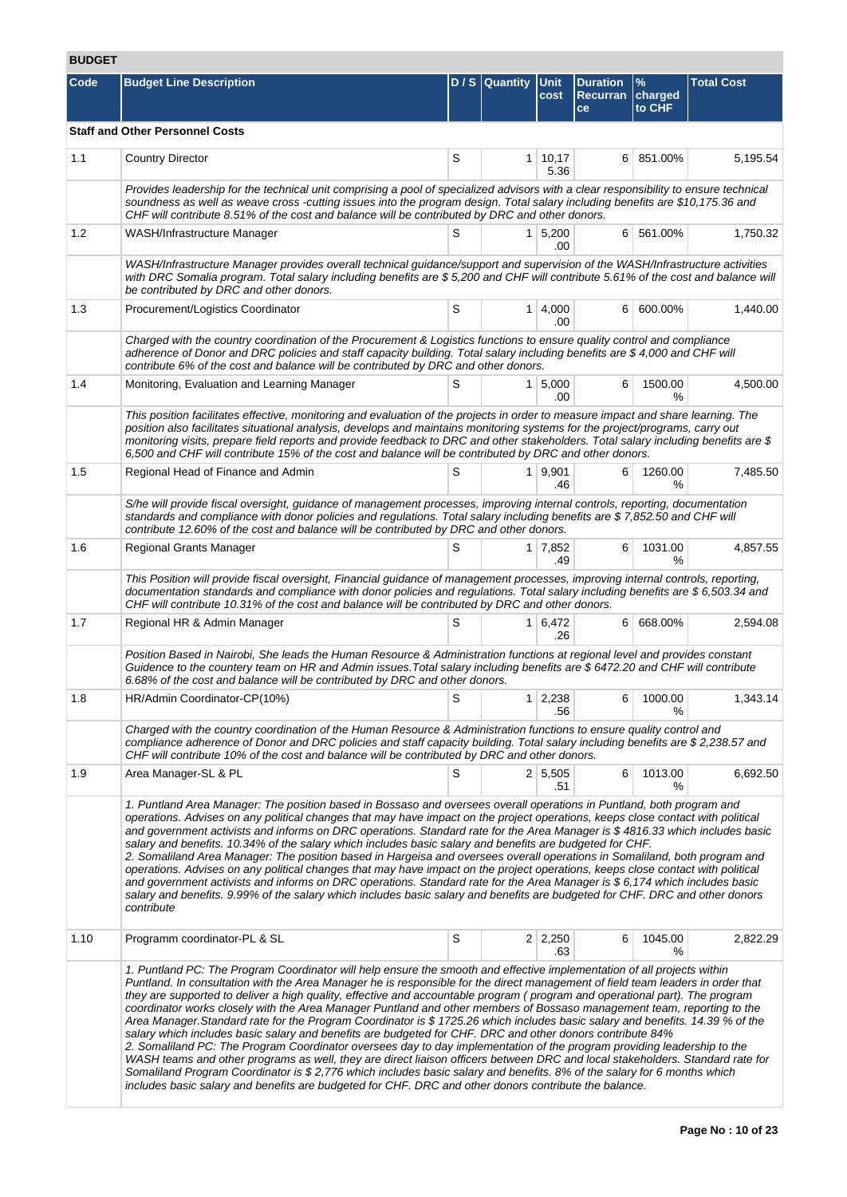## BUDGET

| Code | Budget Line Description | D / S | Quantity | Unit cost | Duration Recurrance | % charged to CHF | Total Cost |
|---|---|---|---|---|---|---|---|
| **Staff and Other Personnel Costs** | | | | | | | |
| 1.1 | Country Director | S | 1 | 10,175.36 | 6 | 851.00% | 5,195.54 |
| | *Provides leadership for the technical unit comprising a pool of specialized advisors with a clear responsibility to ensure technical soundness as well as weave cross -cutting issues into the program design. Total salary including benefits are $10,175.36 and CHF will contribute 8.51% of the cost and balance will be contributed by DRC and other donors.* | | | | | | |
| 1.2 | WASH/Infrastructure Manager | S | 1 | 5,200.00 | 6 | 561.00% | 1,750.32 |
| | *WASH/Infrastructure Manager provides overall technical guidance/support and supervision of the WASH/Infrastructure activities with DRC Somalia program. Total salary including benefits are $ 5,200 and CHF will contribute 5.61% of the cost and balance will be contributed by DRC and other donors.* | | | | | | |
| 1.3 | Procurement/Logistics Coordinator | S | 1 | 4,000.00 | 6 | 600.00% | 1,440.00 |
| | *Charged with the country coordination of the Procurement & Logistics functions to ensure quality control and compliance adherence of Donor and DRC policies and staff capacity building. Total salary including benefits are $ 4,000 and CHF will contribute 6% of the cost and balance will be contributed by DRC and other donors.* | | | | | | |
| 1.4 | Monitoring, Evaluation and Learning Manager | S | 1 | 5,000.00 | 6 | 1500.00% | 4,500.00 |
| | *This position facilitates effective, monitoring and evaluation of the projects in order to measure impact and share learning. The position also facilitates situational analysis, develops and maintains monitoring systems for the project/programs, carry out monitoring visits, prepare field reports and provide feedback to DRC and other stakeholders. Total salary including benefits are $ 6,500 and CHF will contribute 15% of the cost and balance will be contributed by DRC and other donors.* | | | | | | |
| 1.5 | Regional Head of Finance and Admin | S | 1 | 9,901.46 | 6 | 1260.00% | 7,485.50 |
| | *S/he will provide fiscal oversight, guidance of management processes, improving internal controls, reporting, documentation standards and compliance with donor policies and regulations. Total salary including benefits are $ 7,852.50 and CHF will contribute 12.60% of the cost and balance will be contributed by DRC and other donors.* | | | | | | |
| 1.6 | Regional Grants Manager | S | 1 | 7,852.49 | 6 | 1031.00% | 4,857.55 |
| | *This Position will provide fiscal oversight, Financial guidance of management processes, improving internal controls, reporting, documentation standards and compliance with donor policies and regulations. Total salary including benefits are $ 6,503.34 and CHF will contribute 10.31% of the cost and balance will be contributed by DRC and other donors.* | | | | | | |
| 1.7 | Regional HR & Admin Manager | S | 1 | 6,472.26 | 6 | 668.00% | 2,594.08 |
| | *Position Based in Nairobi, She leads the Human Resource & Administration functions at regional level and provides constant Guidence to the countery team on HR and Admin issues.Total salary including benefits are $ 6472.20 and CHF will contribute 6.68% of the cost and balance will be contributed by DRC and other donors.* | | | | | | |
| 1.8 | HR/Admin Coordinator-CP(10%) | S | 1 | 2,238.56 | 6 | 1000.00% | 1,343.14 |
| | *Charged with the country coordination of the Human Resource & Administration functions to ensure quality control and compliance adherence of Donor and DRC policies and staff capacity building. Total salary including benefits are $ 2,238.57 and CHF will contribute 10% of the cost and balance will be contributed by DRC and other donors.* | | | | | | |
| 1.9 | Area Manager-SL & PL | S | 2 | 5,505.51 | 6 | 1013.00% | 6,692.50 |
| | *1. Puntland Area Manager: The position based in Bossaso and oversees overall operations in Puntland, both program and operations. Advises on any political changes that may have impact on the project operations, keeps close contact with political and government activists and informs on DRC operations. Standard rate for the Area Manager is $ 4816.33 which includes basic salary and benefits. 10.34% of the salary which includes basic salary and benefits are budgeted for CHF. 2. Somaliland Area Manager: The position based in Hargeisa and oversees overall operations in Somaliland, both program and operations. Advises on any political changes that may have impact on the project operations, keeps close contact with political and government activists and informs on DRC operations. Standard rate for the Area Manager is $ 6,174 which includes basic salary and benefits. 9.99% of the salary which includes basic salary and benefits are budgeted for CHF. DRC and other donors contribute* | | | | | | |
| 1.10 | Programm coordinator-PL & SL | S | 2 | 2,250.63 | 6 | 1045.00% | 2,822.29 |
| | *1. Puntland PC: The Program Coordinator will help ensure the smooth and effective implementation of all projects within Puntland. In consultation with the Area Manager he is responsible for the direct management of field team leaders in order that they are supported to deliver a high quality, effective and accountable program ( program and operational part). The program coordinator works closely with the Area Manager Puntland and other members of Bossaso management team, reporting to the Area Manager.Standard rate for the Program Coordinator is $ 1725.26 which includes basic salary and benefits. 14.39 % of the salary which includes basic salary and benefits are budgeted for CHF. DRC and other donors contribute 84% 2. Somaliland PC: The Program Coordinator oversees day to day implementation of the program providing leadership to the WASH teams and other programs as well, they are direct liaison officers between DRC and local stakeholders. Standard rate for Somaliland Program Coordinator is $ 2,776 which includes basic salary and benefits. 8% of the salary for 6 months which includes basic salary and benefits are budgeted for CHF. DRC and other donors contribute the balance.* | | | | | | |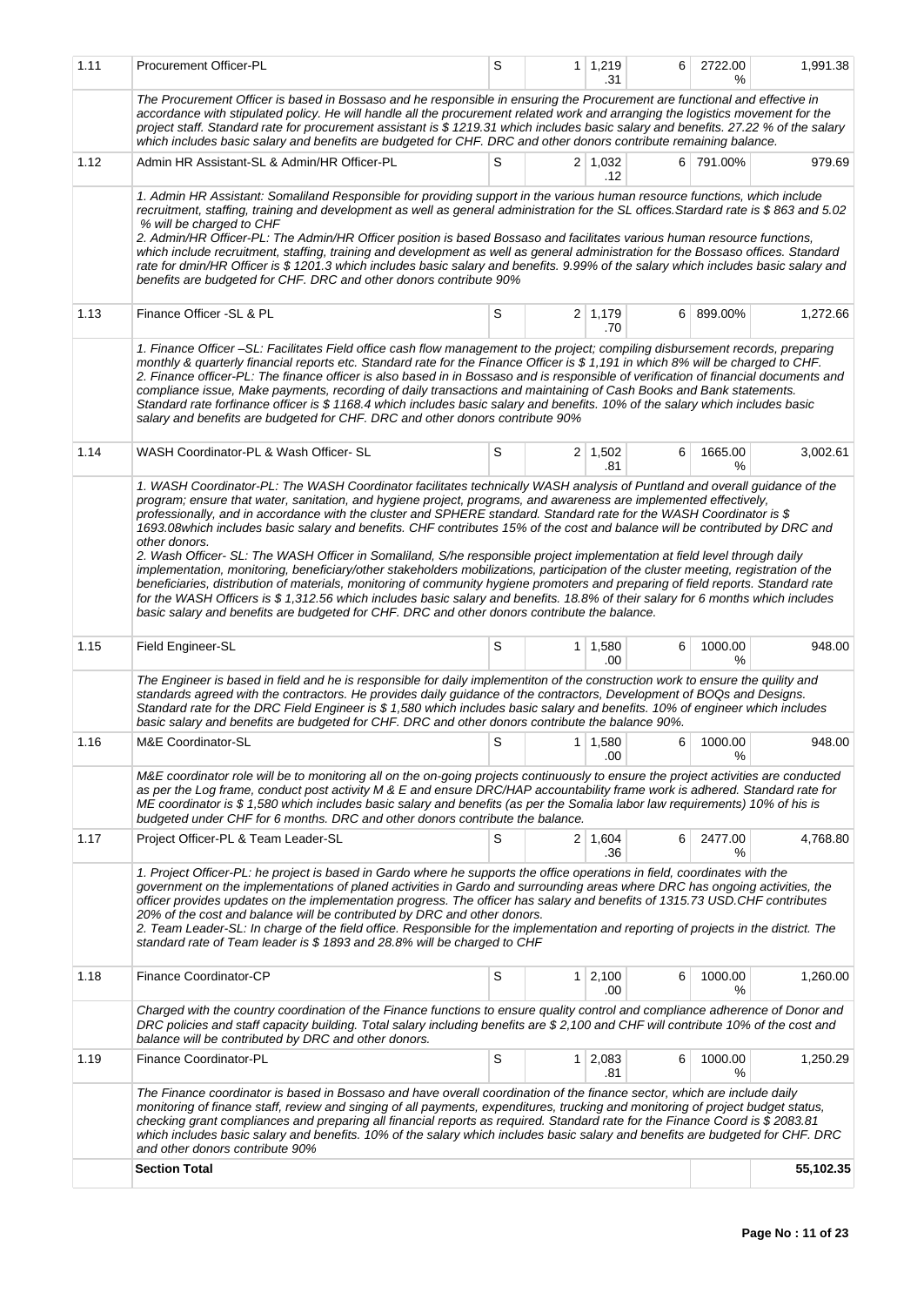| | | | | | | | |
|---|---|---|---|---|---|---|---|
| 1.11 | Procurement Officer-PL | S | 1 | 1,219.31 | 6 | 2722.00 % | 1,991.38 |
| | *The Procurement Officer is based in Bossaso and he responsible in ensuring the Procurement are functional and effective in accordance with stipulated policy. He will handle all the procurement related work and arranging the logistics movement for the project staff. Standard rate for procurement assistant is $ 1219.31 which includes basic salary and benefits. 27.22 % of the salary which includes basic salary and benefits are budgeted for CHF. DRC and other donors contribute remaining balance.* | | | | | | |
| 1.12 | Admin HR Assistant-SL & Admin/HR Officer-PL | S | 2 | 1,032.12 | 6 | 791.00% | 979.69 |
| | *1. Admin HR Assistant: Somaliland Responsible for providing support in the various human resource functions, which include recruitment, staffing, training and development as well as general administration for the SL offices.Stardard rate is $ 863 and 5.02 % will be charged to CHF*<br>*2. Admin/HR Officer-PL: The Admin/HR Officer position is based Bossaso and facilitates various human resource functions, which include recruitment, staffing, training and development as well as general administration for the Bossaso offices. Standard rate for dmin/HR Officer is $ 1201.3 which includes basic salary and benefits. 9.99% of the salary which includes basic salary and benefits are budgeted for CHF. DRC and other donors contribute 90%* | | | | | | |
| 1.13 | Finance Officer -SL & PL | S | 2 | 1,179.70 | 6 | 899.00% | 1,272.66 |
| | *1. Finance Officer –SL: Facilitates Field office cash flow management to the project; compiling disbursement records, preparing monthly & quarterly financial reports etc. Standard rate for the Finance Officer is $ 1,191 in which 8% will be charged to CHF.*<br>*2. Finance officer-PL: The finance officer is also based in in Bossaso and is responsible of verification of financial documents and compliance issue, Make payments, recording of daily transactions and maintaining of Cash Books and Bank statements. Standard rate forfinance officer is $ 1168.4 which includes basic salary and benefits. 10% of the salary which includes basic salary and benefits are budgeted for CHF. DRC and other donors contribute 90%* | | | | | | |
| 1.14 | WASH Coordinator-PL & Wash Officer- SL | S | 2 | 1,502.81 | 6 | 1665.00 % | 3,002.61 |
| | *1. WASH Coordinator-PL: The WASH Coordinator facilitates technically WASH analysis of Puntland and overall guidance of the program; ensure that water, sanitation, and hygiene project, programs, and awareness are implemented effectively, professionally, and in accordance with the cluster and SPHERE standard. Standard rate for the WASH Coordinator is $ 1693.08which includes basic salary and benefits. CHF contributes 15% of the cost and balance will be contributed by DRC and other donors.*<br>*2. Wash Officer- SL: The WASH Officer in Somaliland, S/he responsible project implementation at field level through daily implementation, monitoring, beneficiary/other stakeholders mobilizations, participation of the cluster meeting, registration of the beneficiaries, distribution of materials, monitoring of community hygiene promoters and preparing of field reports. Standard rate for the WASH Officers is $ 1,312.56 which includes basic salary and benefits. 18.8% of their salary for 6 months which includes basic salary and benefits are budgeted for CHF. DRC and other donors contribute the balance.* | | | | | | |
| 1.15 | Field Engineer-SL | S | 1 | 1,580.00 | 6 | 1000.00 % | 948.00 |
| | *The Engineer is based in field and he is responsible for daily implementiton of the construction work to ensure the quility and standards agreed with the contractors. He provides daily guidance of the contractors, Development of BOQs and Designs. Standard rate for the DRC Field Engineer is $ 1,580 which includes basic salary and benefits. 10% of engineer which includes basic salary and benefits are budgeted for CHF. DRC and other donors contribute the balance 90%.* | | | | | | |
| 1.16 | M&E Coordinator-SL | S | 1 | 1,580.00 | 6 | 1000.00 % | 948.00 |
| | *M&E coordinator role will be to monitoring all on the on-going projects continuously to ensure the project activities are conducted as per the Log frame, conduct post activity M & E and ensure DRC/HAP accountability frame work is adhered. Standard rate for ME coordinator is $ 1,580 which includes basic salary and benefits (as per the Somalia labor law requirements) 10% of his is budgeted under CHF for 6 months. DRC and other donors contribute the balance.* | | | | | | |
| 1.17 | Project Officer-PL & Team Leader-SL | S | 2 | 1,604.36 | 6 | 2477.00 % | 4,768.80 |
| | *1. Project Officer-PL: he project is based in Gardo where he supports the office operations in field, coordinates with the government on the implementations of planed activities in Gardo and surrounding areas where DRC has ongoing activities, the officer provides updates on the implementation progress. The officer has salary and benefits of 1315.73 USD.CHF contributes 20% of the cost and balance will be contributed by DRC and other donors.*<br>*2. Team Leader-SL: In charge of the field office. Responsible for the implementation and reporting of projects in the district. The standard rate of Team leader is $ 1893 and 28.8% will be charged to CHF* | | | | | | |
| 1.18 | Finance Coordinator-CP | S | 1 | 2,100.00 | 6 | 1000.00 % | 1,260.00 |
| | *Charged with the country coordination of the Finance functions to ensure quality control and compliance adherence of Donor and DRC policies and staff capacity building. Total salary including benefits are $ 2,100 and CHF will contribute 10% of the cost and balance will be contributed by DRC and other donors.* | | | | | | |
| 1.19 | Finance Coordinator-PL | S | 1 | 2,083.81 | 6 | 1000.00 % | 1,250.29 |
| | *The Finance coordinator is based in Bossaso and have overall coordination of the finance sector, which are include daily monitoring of finance staff, review and singing of all payments, expenditures, trucking and monitoring of project budget status, checking grant compliances and preparing all financial reports as required. Standard rate for the Finance Coord is $ 2083.81 which includes basic salary and benefits. 10% of the salary which includes basic salary and benefits are budgeted for CHF. DRC and other donors contribute 90%* | | | | | | |
| | **Section Total** | | | | | | **55,102.35** |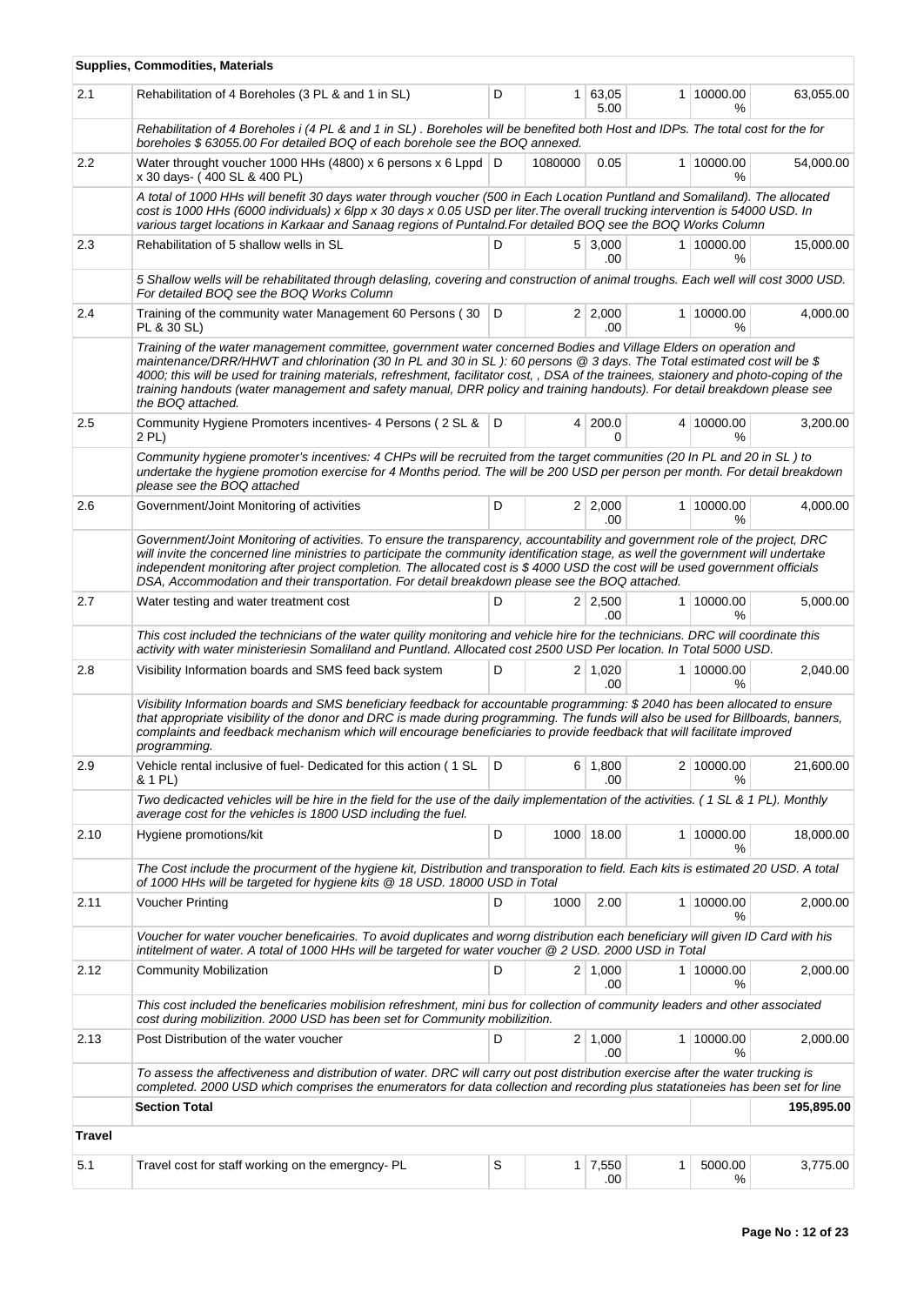| | **Supplies, Commodities, Materials** | | | | | | |
|---|---|---|---|---|---|---|---|
| 2.1 | Rehabilitation of 4 Boreholes (3 PL & and 1 in SL) | D | 1 | 63,055.00 | 1 | 10000.00 % | 63,055.00 |
| | *Rehabilitation of 4 Boreholes i (4 PL & and 1 in SL) . Boreholes will be benefited both Host and IDPs. The total cost for the for boreholes $ 63055.00 For detailed BOQ of each borehole see the BOQ annexed.* | | | | | | |
| 2.2 | Water throught voucher 1000 HHs (4800) x 6 persons x 6 Lppd x 30 days- ( 400 SL & 400 PL) | D | 1080000 | 0.05 | 1 | 10000.00 % | 54,000.00 |
| | *A total of 1000 HHs will benefit 30 days water through voucher (500 in Each Location Puntland and Somaliland). The allocated cost is 1000 HHs (6000 individuals) x 6lpp x 30 days x 0.05 USD per liter.The overall trucking intervention is 54000 USD. In various target locations in Karkaar and Sanaag regions of Puntalnd.For detailed BOQ see the BOQ Works Column* | | | | | | |
| 2.3 | Rehabilitation of 5 shallow wells in SL | D | 5 | 3,000.00 | 1 | 10000.00 % | 15,000.00 |
| | *5 Shallow wells will be rehabilitated through delasling, covering and construction of animal troughs. Each well will cost 3000 USD. For detailed BOQ see the BOQ Works Column* | | | | | | |
| 2.4 | Training of the community water Management 60 Persons ( 30 PL & 30 SL) | D | 2 | 2,000.00 | 1 | 10000.00 % | 4,000.00 |
| | *Training of the water management committee, government water concerned Bodies and Village Elders on operation and maintenance/DRR/HHWT and chlorination (30 In PL and 30 in SL ): 60 persons @ 3 days. The Total estimated cost will be $ 4000; this will be used for training materials, refreshment, facilitator cost, , DSA of the trainees, staionery and photo-coping of the training handouts (water management and safety manual, DRR policy and training handouts). For detail breakdown please see the BOQ attached.* | | | | | | |
| 2.5 | Community Hygiene Promoters incentives- 4 Persons ( 2 SL & 2 PL) | D | 4 | 200.00 | 4 | 10000.00 % | 3,200.00 |
| | *Community hygiene promoter's incentives: 4 CHPs will be recruited from the target communities (20 In PL and 20 in SL ) to undertake the hygiene promotion exercise for 4 Months period. The will be 200 USD per person per month. For detail breakdown please see the BOQ attached* | | | | | | |
| 2.6 | Government/Joint Monitoring of activities | D | 2 | 2,000.00 | 1 | 10000.00 % | 4,000.00 |
| | *Government/Joint Monitoring of activities. To ensure the transparency, accountability and government role of the project, DRC will invite the concerned line ministries to participate the community identification stage, as well the government will undertake independent monitoring after project completion. The allocated cost is $ 4000 USD the cost will be used government officials DSA, Accommodation and their transportation. For detail breakdown please see the BOQ attached.* | | | | | | |
| 2.7 | Water testing and water treatment cost | D | 2 | 2,500.00 | 1 | 10000.00 % | 5,000.00 |
| | *This cost included the technicians of the water quility monitoring and vehicle hire for the technicians. DRC will coordinate this activity with water ministeriesin Somaliland and Puntland. Allocated cost 2500 USD Per location. In Total 5000 USD.* | | | | | | |
| 2.8 | Visibility Information boards and SMS feed back system | D | 2 | 1,020.00 | 1 | 10000.00 % | 2,040.00 |
| | *Visibility Information boards and SMS beneficiary feedback for accountable programming: $ 2040 has been allocated to ensure that appropriate visibility of the donor and DRC is made during programming. The funds will also be used for Billboards, banners, complaints and feedback mechanism which will encourage beneficiaries to provide feedback that will facilitate improved programming.* | | | | | | |
| 2.9 | Vehicle rental inclusive of fuel- Dedicated for this action ( 1 SL & 1 PL) | D | 6 | 1,800.00 | 2 | 10000.00 % | 21,600.00 |
| | *Two dedicacted vehicles will be hire in the field for the use of the daily implementation of the activities. ( 1 SL & 1 PL). Monthly average cost for the vehicles is 1800 USD including the fuel.* | | | | | | |
| 2.10 | Hygiene promotions/kit | D | 1000 | 18.00 | 1 | 10000.00 % | 18,000.00 |
| | *The Cost include the procurment of the hygiene kit, Distribution and transporation to field. Each kits is estimated 20 USD. A total of 1000 HHs will be targeted for hygiene kits @ 18 USD. 18000 USD in Total* | | | | | | |
| 2.11 | Voucher Printing | D | 1000 | 2.00 | 1 | 10000.00 % | 2,000.00 |
| | *Voucher for water voucher beneficairies. To avoid duplicates and worng distribution each beneficiary will given ID Card with his intitelment of water. A total of 1000 HHs will be targeted for water voucher @ 2 USD. 2000 USD in Total* | | | | | | |
| 2.12 | Community Mobilization | D | 2 | 1,000.00 | 1 | 10000.00 % | 2,000.00 |
| | *This cost included the beneficaries mobilision refreshment, mini bus for collection of community leaders and other associated cost during mobilizition. 2000 USD has been set for Community mobilizition.* | | | | | | |
| 2.13 | Post Distribution of the water voucher | D | 2 | 1,000.00 | 1 | 10000.00 % | 2,000.00 |
| | *To assess the affectiveness and distribution of water. DRC will carry out post distribution exercise after the water trucking is completed. 2000 USD which comprises the enumerators for data collection and recording plus statationeies has been set for line* | | | | | | |
| | **Section Total** | | | | | | **195,895.00** |
| **Travel** | | | | | | | |
| 5.1 | Travel cost for staff working on the emergncy- PL | S | 1 | 7,550.00 | 1 | 5000.00 % | 3,775.00 |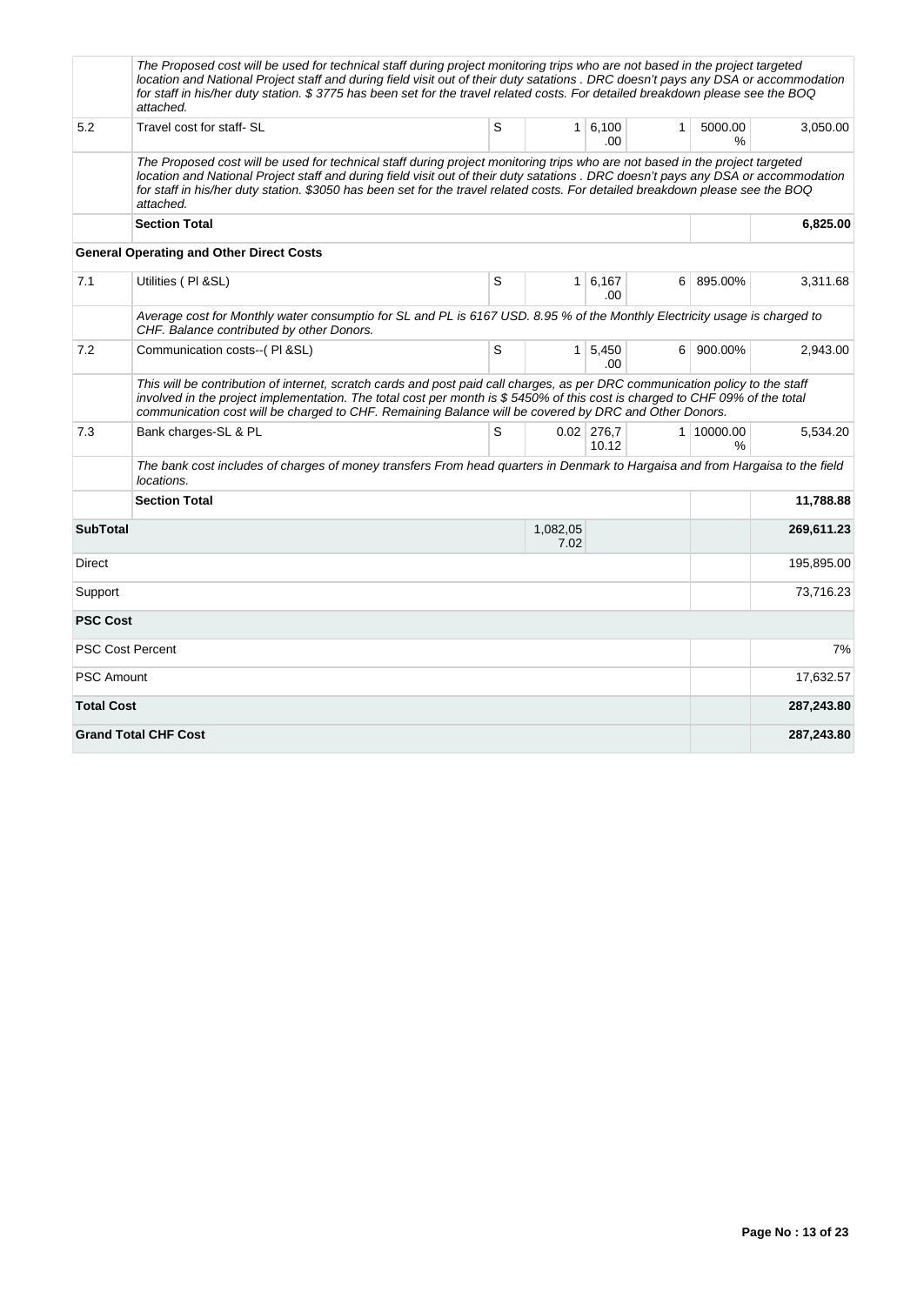| | | | | | | | |
|---|---|---|---|---|---|---|---|
| | *The Proposed cost will be used for technical staff during project monitoring trips who are not based in the project targeted location and National Project staff and during field visit out of their duty satations . DRC doesn't pays any DSA or accommodation for staff in his/her duty station. $ 3775 has been set for the travel related costs. For detailed breakdown please see the BOQ attached.* | | | | | | |
| 5.2 | Travel cost for staff- SL | S | 1 | 6,100.00 | 1 | 5000.00 % | 3,050.00 |
| | *The Proposed cost will be used for technical staff during project monitoring trips who are not based in the project targeted location and National Project staff and during field visit out of their duty satations . DRC doesn't pays any DSA or accommodation for staff in his/her duty station. $3050 has been set for the travel related costs. For detailed breakdown please see the BOQ attached.* | | | | | | |
| | **Section Total** | | | | | | **6,825.00** |
| | **General Operating and Other Direct Costs** | | | | | | |
| 7.1 | Utilities ( Pl &SL) | S | 1 | 6,167.00 | 6 | 895.00% | 3,311.68 |
| | *Average cost for Monthly water consumptio for SL and PL is 6167 USD. 8.95 % of the Monthly Electricity usage is charged to CHF. Balance contributed by other Donors.* | | | | | | |
| 7.2 | Communication costs--( Pl &SL) | S | 1 | 5,450.00 | 6 | 900.00% | 2,943.00 |
| | *This will be contribution of internet, scratch cards and post paid call charges, as per DRC communication policy to the staff involved in the project implementation. The total cost per month is $ 5450% of this cost is charged to CHF 09% of the total communication cost will be charged to CHF. Remaining Balance will be covered by DRC and Other Donors.* | | | | | | |
| 7.3 | Bank charges-SL & PL | S | 0.02 | 276,710.12 | 1 | 10000.00 % | 5,534.20 |
| | *The bank cost includes of charges of money transfers From head quarters in Denmark to Hargaisa and from Hargaisa to the field locations.* | | | | | | |
| | **Section Total** | | | | | | **11,788.88** |
| **SubTotal** | | | 1,082,057.02 | | | | **269,611.23** |
| Direct | | | | | | | 195,895.00 |
| Support | | | | | | | 73,716.23 |
| **PSC Cost** | | | | | | | |
| PSC Cost Percent | | | | | | | 7% |
| PSC Amount | | | | | | | 17,632.57 |
| **Total Cost** | | | | | | | **287,243.80** |
| **Grand Total CHF Cost** | | | | | | | **287,243.80** |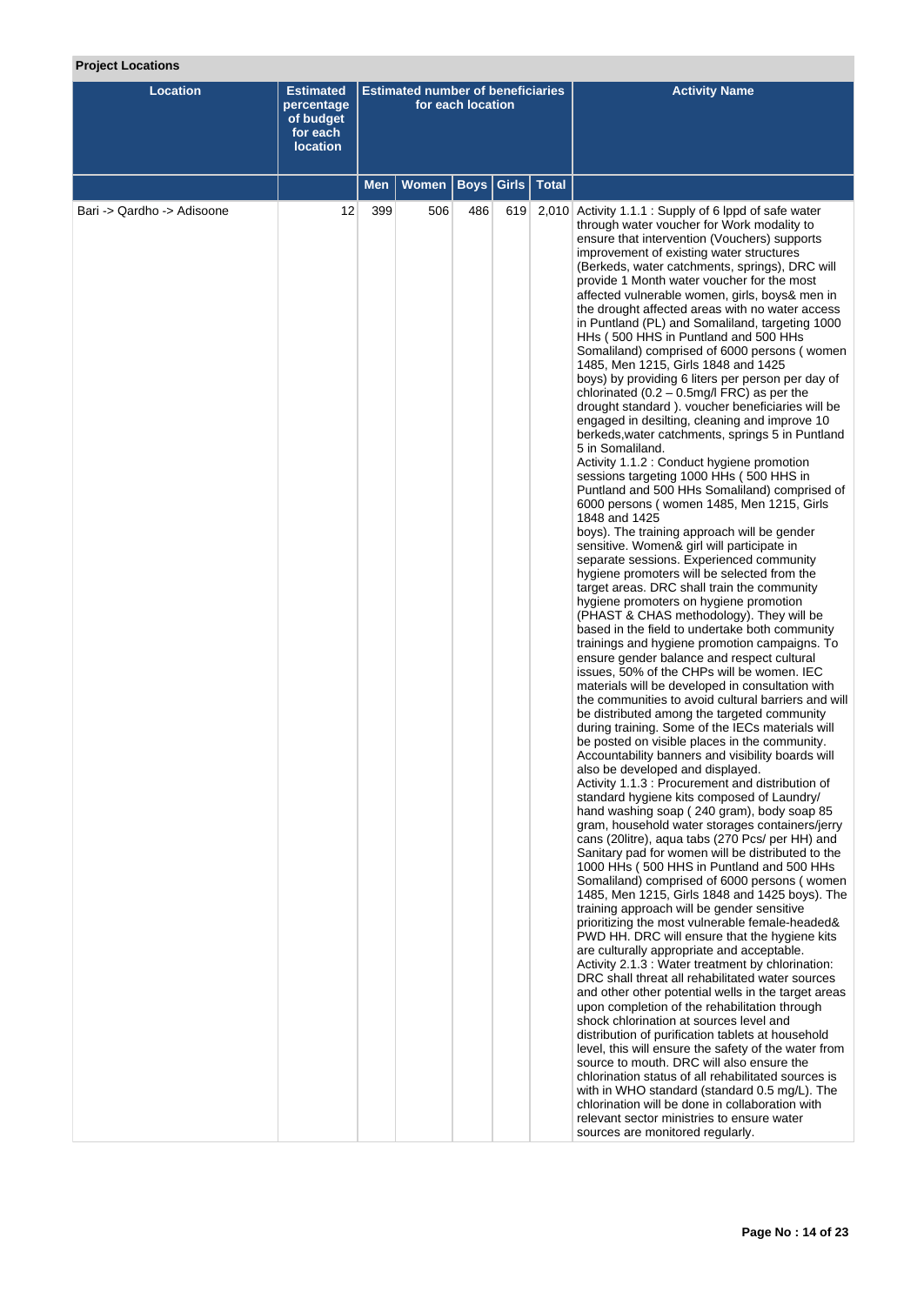**Project Locations**

| Location | Estimated percentage of budget for each location | Estimated number of beneficiaries for each location | | | | | Activity Name |
|---|---|---|---|---|---|---|---|
| | | Men | Women | Boys | Girls | Total | |
| Bari -> Qardho -> Adisoone | 12 | 399 | 506 | 486 | 619 | 2,010 | Activity 1.1.1 : Supply of 6 lppd of safe water through water voucher for Work modality to ensure that intervention (Vouchers) supports improvement of existing water structures (Berkeds, water catchments, springs), DRC will provide 1 Month water voucher for the most affected vulnerable women, girls, boys& men in the drought affected areas with no water access in Puntland (PL) and Somaliland, targeting 1000 HHs ( 500 HHS in Puntland and 500 HHs Somaliland) comprised of 6000 persons ( women 1485, Men 1215, Girls 1848 and 1425 boys) by providing 6 liters per person per day of chlorinated (0.2 – 0.5mg/l FRC) as per the drought standard ). voucher beneficiaries will be engaged in desilting, cleaning and improve 10 berkeds,water catchments, springs 5 in Puntland 5 in Somaliland.<br>Activity 1.1.2 : Conduct hygiene promotion sessions targeting 1000 HHs ( 500 HHS in Puntland and 500 HHs Somaliland) comprised of 6000 persons ( women 1485, Men 1215, Girls 1848 and 1425 boys). The training approach will be gender sensitive. Women& girl will participate in separate sessions. Experienced community hygiene promoters will be selected from the target areas. DRC shall train the community hygiene promoters on hygiene promotion (PHAST & CHAS methodology). They will be based in the field to undertake both community trainings and hygiene promotion campaigns. To ensure gender balance and respect cultural issues, 50% of the CHPs will be women. IEC materials will be developed in consultation with the communities to avoid cultural barriers and will be distributed among the targeted community during training. Some of the IECs materials will be posted on visible places in the community. Accountability banners and visibility boards will also be developed and displayed.<br>Activity 1.1.3 : Procurement and distribution of standard hygiene kits composed of Laundry/ hand washing soap ( 240 gram), body soap 85 gram, household water storages containers/jerry cans (20litre), aqua tabs (270 Pcs/ per HH) and Sanitary pad for women will be distributed to the 1000 HHs ( 500 HHS in Puntland and 500 HHs Somaliland) comprised of 6000 persons ( women 1485, Men 1215, Girls 1848 and 1425 boys). The training approach will be gender sensitive prioritizing the most vulnerable female-headed& PWD HH. DRC will ensure that the hygiene kits are culturally appropriate and acceptable.<br>Activity 2.1.3 : Water treatment by chlorination: DRC shall threat all rehabilitated water sources and other other potential wells in the target areas upon completion of the rehabilitation through shock chlorination at sources level and distribution of purification tablets at household level, this will ensure the safety of the water from source to mouth. DRC will also ensure the chlorination status of all rehabilitated sources is with in WHO standard (standard 0.5 mg/L). The chlorination will be done in collaboration with relevant sector ministries to ensure water sources are monitored regularly. |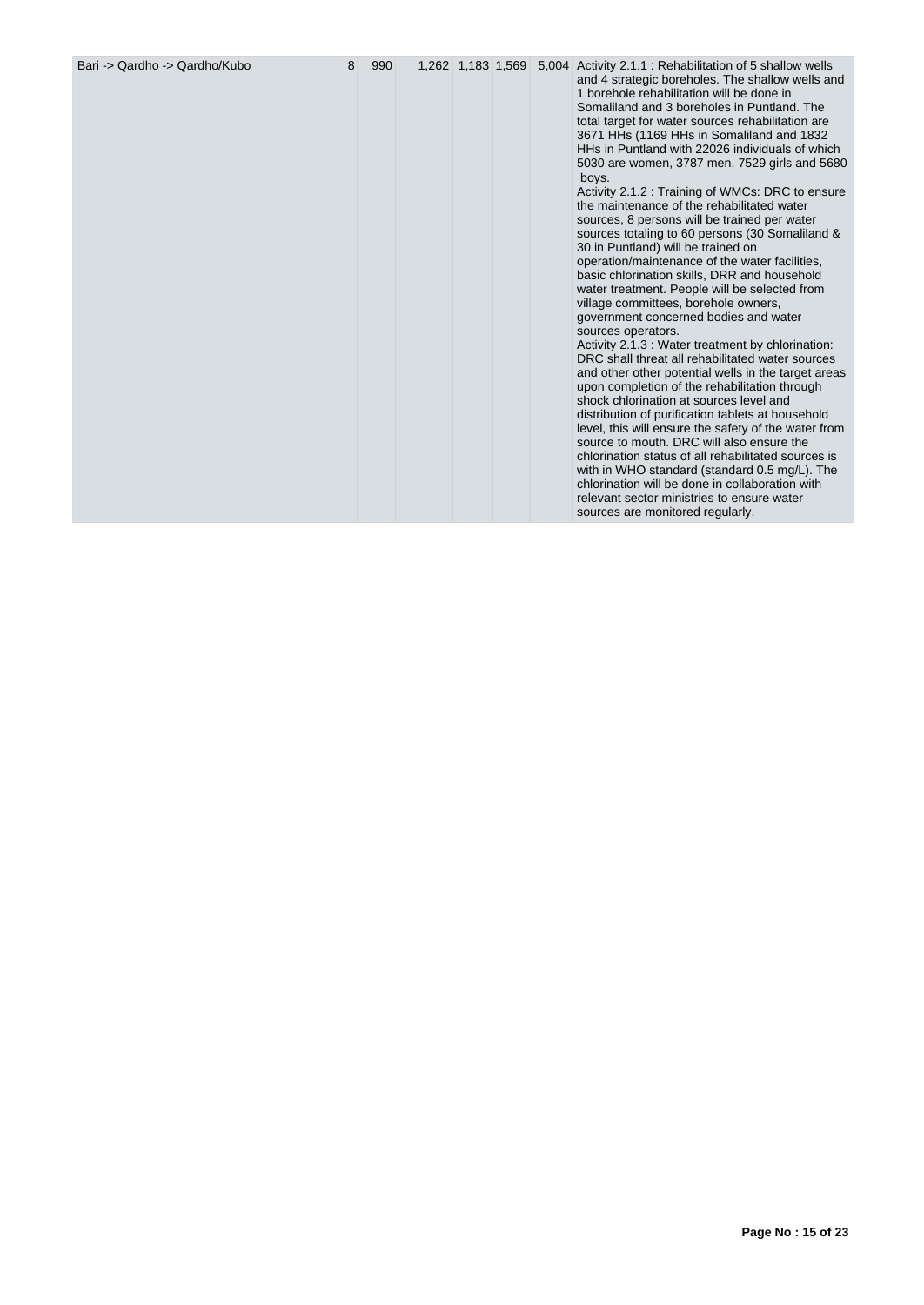| | | | | | | | |
|---|---|---|---|---|---|---|---|
| Bari -> Qardho -> Qardho/Kubo | 8 | 990 | 1,262 | 1,183 | 1,569 | 5,004 | Activity 2.1.1 : Rehabilitation of 5 shallow wells and 4 strategic boreholes. The shallow wells and 1 borehole rehabilitation will be done in Somaliland and 3 boreholes in Puntland. The total target for water sources rehabilitation are 3671 HHs (1169 HHs in Somaliland and 1832 HHs in Puntland with 22026 individuals of which 5030 are women, 3787 men, 7529 girls and 5680 boys.<br>Activity 2.1.2 : Training of WMCs: DRC to ensure the maintenance of the rehabilitated water sources, 8 persons will be trained per water sources totaling to 60 persons (30 Somaliland & 30 in Puntland) will be trained on operation/maintenance of the water facilities, basic chlorination skills, DRR and household water treatment. People will be selected from village committees, borehole owners, government concerned bodies and water sources operators.<br>Activity 2.1.3 : Water treatment by chlorination: DRC shall threat all rehabilitated water sources and other other potential wells in the target areas upon completion of the rehabilitation through shock chlorination at sources level and distribution of purification tablets at household level, this will ensure the safety of the water from source to mouth. DRC will also ensure the chlorination status of all rehabilitated sources is with in WHO standard (standard 0.5 mg/L). The chlorination will be done in collaboration with relevant sector ministries to ensure water sources are monitored regularly. |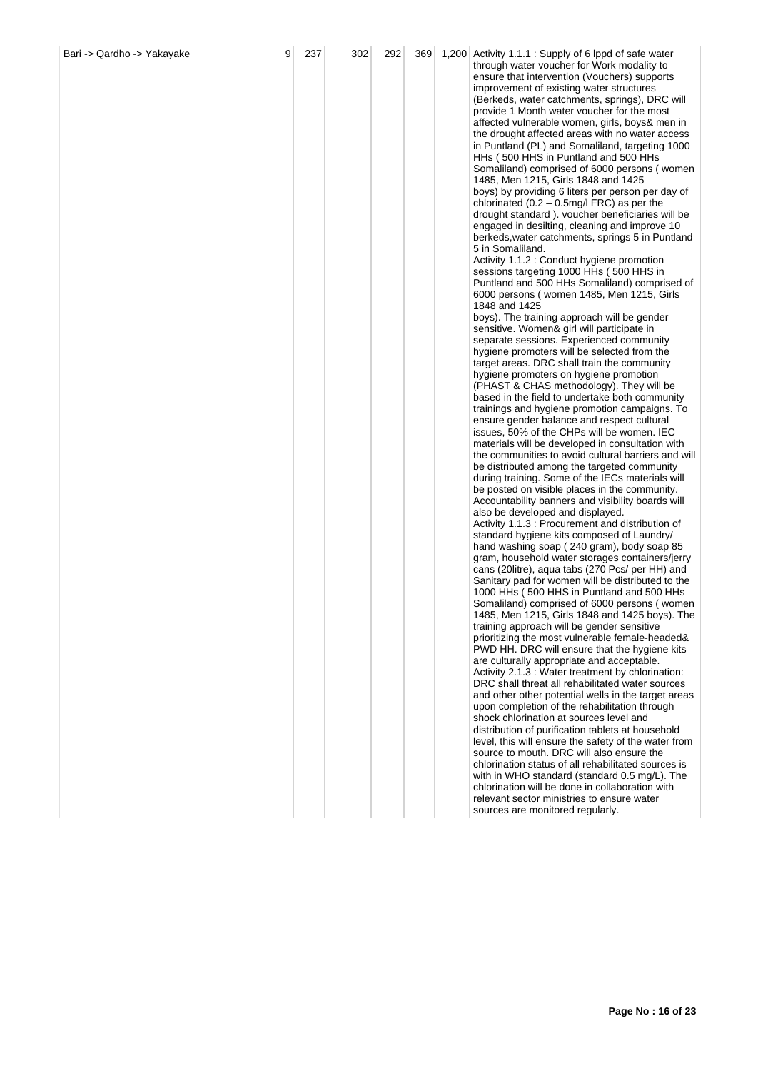| Bari -> Qardho -> Yakayake | 9 | 237 | 302 | 292 | 369 | 1,200 | Activity 1.1.1 : Supply of 6 lppd of safe water through water voucher for Work modality to ensure that intervention (Vouchers) supports improvement of existing water structures (Berkeds, water catchments, springs), DRC will provide 1 Month water voucher for the most affected vulnerable women, girls, boys& men in the drought affected areas with no water access in Puntland (PL) and Somaliland, targeting 1000 HHs ( 500 HHS in Puntland and 500 HHs Somaliland) comprised of 6000 persons ( women 1485, Men 1215, Girls 1848 and 1425 boys) by providing 6 liters per person per day of chlorinated (0.2 – 0.5mg/l FRC) as per the drought standard ). voucher beneficiaries will be engaged in desilting, cleaning and improve 10 berkeds,water catchments, springs 5 in Puntland 5 in Somaliland.<br>Activity 1.1.2 : Conduct hygiene promotion sessions targeting 1000 HHs ( 500 HHS in Puntland and 500 HHs Somaliland) comprised of 6000 persons ( women 1485, Men 1215, Girls 1848 and 1425 boys). The training approach will be gender sensitive. Women& girl will participate in separate sessions. Experienced community hygiene promoters will be selected from the target areas. DRC shall train the community hygiene promoters on hygiene promotion (PHAST & CHAS methodology). They will be based in the field to undertake both community trainings and hygiene promotion campaigns. To ensure gender balance and respect cultural issues, 50% of the CHPs will be women. IEC materials will be developed in consultation with the communities to avoid cultural barriers and will be distributed among the targeted community during training. Some of the IECs materials will be posted on visible places in the community. Accountability banners and visibility boards will also be developed and displayed.<br>Activity 1.1.3 : Procurement and distribution of standard hygiene kits composed of Laundry/ hand washing soap ( 240 gram), body soap 85 gram, household water storages containers/jerry cans (20litre), aqua tabs (270 Pcs/ per HH) and Sanitary pad for women will be distributed to the 1000 HHs ( 500 HHS in Puntland and 500 HHs Somaliland) comprised of 6000 persons ( women 1485, Men 1215, Girls 1848 and 1425 boys). The training approach will be gender sensitive prioritizing the most vulnerable female-headed& PWD HH. DRC will ensure that the hygiene kits are culturally appropriate and acceptable.<br>Activity 2.1.3 : Water treatment by chlorination: DRC shall threat all rehabilitated water sources and other other potential wells in the target areas upon completion of the rehabilitation through shock chlorination at sources level and distribution of purification tablets at household level, this will ensure the safety of the water from source to mouth. DRC will also ensure the chlorination status of all rehabilitated sources is with in WHO standard (standard 0.5 mg/L). The chlorination will be done in collaboration with relevant sector ministries to ensure water sources are monitored regularly. |
|---|---|---|---|---|---|---|---|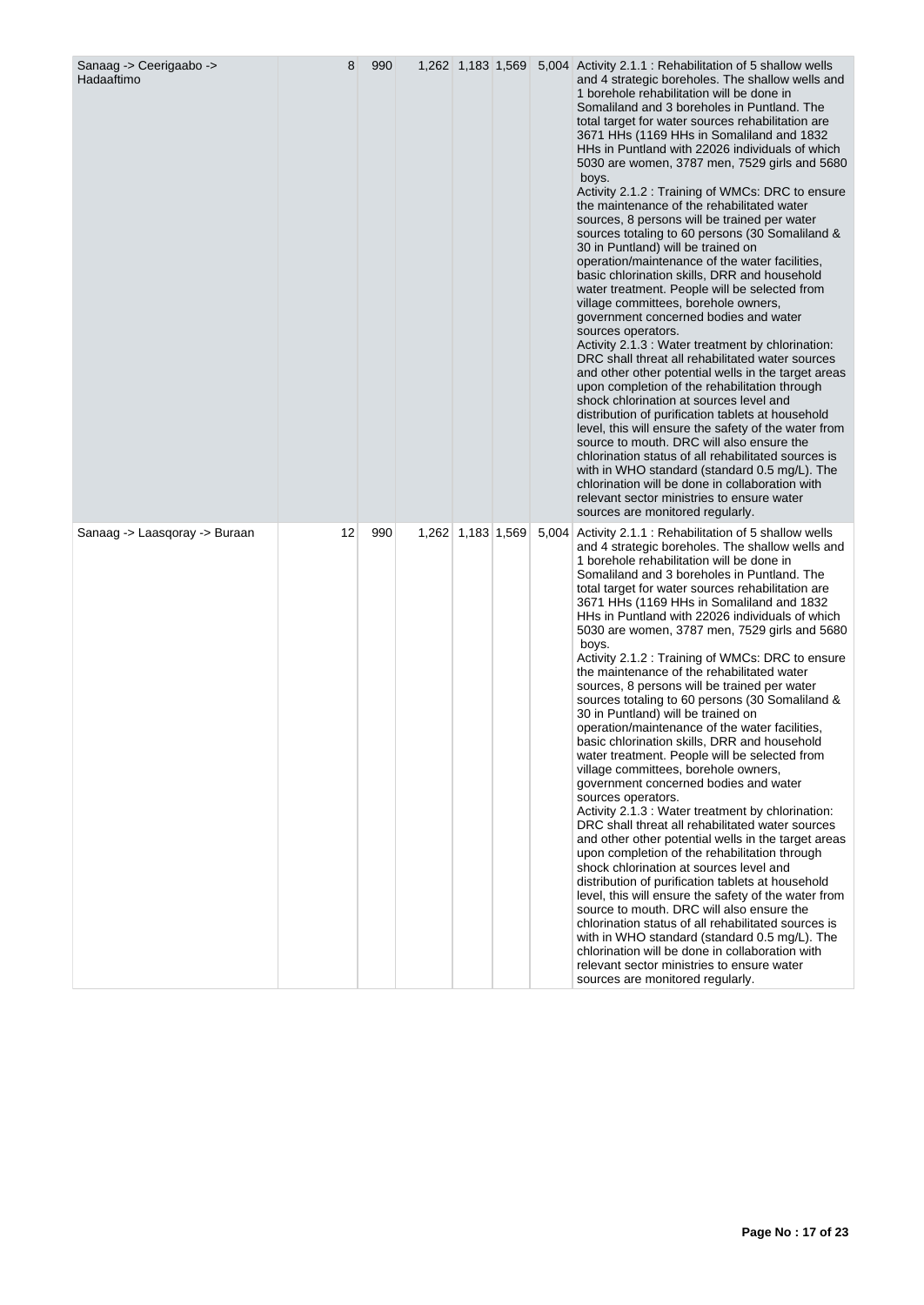| | | | | | | | |
|---|---|---|---|---|---|---|---|
| Sanaag -> Ceerigaabo -> Hadaaftimo | 8 | 990 | 1,262 | 1,183 | 1,569 | 5,004 | Activity 2.1.1 : Rehabilitation of 5 shallow wells and 4 strategic boreholes. The shallow wells and 1 borehole rehabilitation will be done in Somaliland and 3 boreholes in Puntland. The total target for water sources rehabilitation are 3671 HHs (1169 HHs in Somaliland and 1832 HHs in Puntland with 22026 individuals of which 5030 are women, 3787 men, 7529 girls and 5680 boys.<br>Activity 2.1.2 : Training of WMCs: DRC to ensure the maintenance of the rehabilitated water sources, 8 persons will be trained per water sources totaling to 60 persons (30 Somaliland & 30 in Puntland) will be trained on operation/maintenance of the water facilities, basic chlorination skills, DRR and household water treatment. People will be selected from village committees, borehole owners, government concerned bodies and water sources operators.<br>Activity 2.1.3 : Water treatment by chlorination: DRC shall threat all rehabilitated water sources and other other potential wells in the target areas upon completion of the rehabilitation through shock chlorination at sources level and distribution of purification tablets at household level, this will ensure the safety of the water from source to mouth. DRC will also ensure the chlorination status of all rehabilitated sources is with in WHO standard (standard 0.5 mg/L). The chlorination will be done in collaboration with relevant sector ministries to ensure water sources are monitored regularly. |
| Sanaag -> Laasqoray -> Buraan | 12 | 990 | 1,262 | 1,183 | 1,569 | 5,004 | Activity 2.1.1 : Rehabilitation of 5 shallow wells and 4 strategic boreholes. The shallow wells and 1 borehole rehabilitation will be done in Somaliland and 3 boreholes in Puntland. The total target for water sources rehabilitation are 3671 HHs (1169 HHs in Somaliland and 1832 HHs in Puntland with 22026 individuals of which 5030 are women, 3787 men, 7529 girls and 5680 boys.<br>Activity 2.1.2 : Training of WMCs: DRC to ensure the maintenance of the rehabilitated water sources, 8 persons will be trained per water sources totaling to 60 persons (30 Somaliland & 30 in Puntland) will be trained on operation/maintenance of the water facilities, basic chlorination skills, DRR and household water treatment. People will be selected from village committees, borehole owners, government concerned bodies and water sources operators.<br>Activity 2.1.3 : Water treatment by chlorination: DRC shall threat all rehabilitated water sources and other other potential wells in the target areas upon completion of the rehabilitation through shock chlorination at sources level and distribution of purification tablets at household level, this will ensure the safety of the water from source to mouth. DRC will also ensure the chlorination status of all rehabilitated sources is with in WHO standard (standard 0.5 mg/L). The chlorination will be done in collaboration with relevant sector ministries to ensure water sources are monitored regularly. |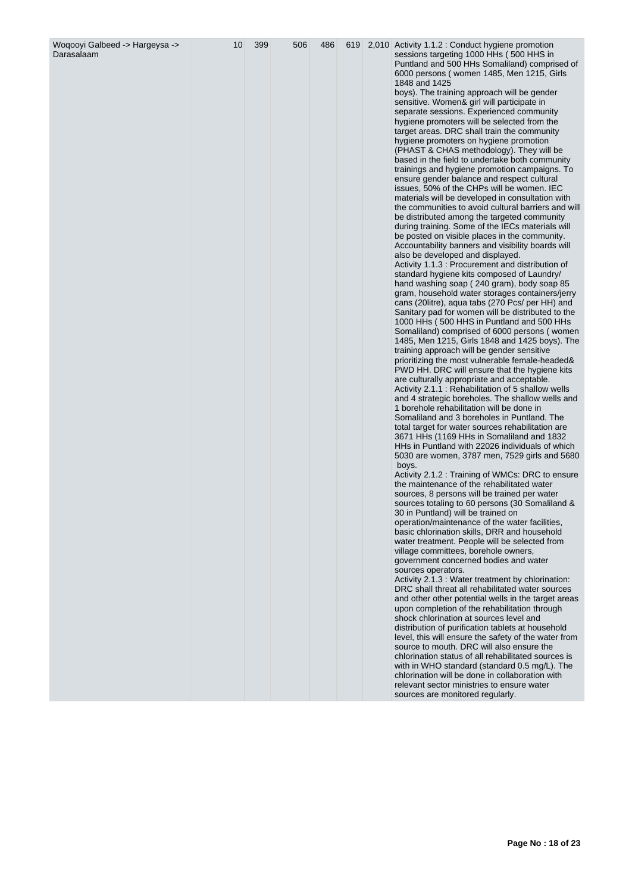| | | | | | | | |
|---|---|---|---|---|---|---|---|
| Woqooyi Galbeed -> Hargeysa -> Darasalaam | 10 | 399 | 506 | 486 | 619 | 2,010 | Activity 1.1.2 : Conduct hygiene promotion sessions targeting 1000 HHs ( 500 HHS in Puntland and 500 HHs Somaliland) comprised of 6000 persons ( women 1485, Men 1215, Girls 1848 and 1425 boys). The training approach will be gender sensitive. Women& girl will participate in separate sessions. Experienced community hygiene promoters will be selected from the target areas. DRC shall train the community hygiene promoters on hygiene promotion (PHAST & CHAS methodology). They will be based in the field to undertake both community trainings and hygiene promotion campaigns. To ensure gender balance and respect cultural issues, 50% of the CHPs will be women. IEC materials will be developed in consultation with the communities to avoid cultural barriers and will be distributed among the targeted community during training. Some of the IECs materials will be posted on visible places in the community. Accountability banners and visibility boards will also be developed and displayed.<br>Activity 1.1.3 : Procurement and distribution of standard hygiene kits composed of Laundry/ hand washing soap ( 240 gram), body soap 85 gram, household water storages containers/jerry cans (20litre), aqua tabs (270 Pcs/ per HH) and Sanitary pad for women will be distributed to the 1000 HHs ( 500 HHS in Puntland and 500 HHs Somaliland) comprised of 6000 persons ( women 1485, Men 1215, Girls 1848 and 1425 boys). The training approach will be gender sensitive prioritizing the most vulnerable female-headed& PWD HH. DRC will ensure that the hygiene kits are culturally appropriate and acceptable.<br>Activity 2.1.1 : Rehabilitation of 5 shallow wells and 4 strategic boreholes. The shallow wells and 1 borehole rehabilitation will be done in Somaliland and 3 boreholes in Puntland. The total target for water sources rehabilitation are 3671 HHs (1169 HHs in Somaliland and 1832 HHs in Puntland with 22026 individuals of which 5030 are women, 3787 men, 7529 girls and 5680 boys.<br>Activity 2.1.2 : Training of WMCs: DRC to ensure the maintenance of the rehabilitated water sources, 8 persons will be trained per water sources totaling to 60 persons (30 Somaliland & 30 in Puntland) will be trained on operation/maintenance of the water facilities, basic chlorination skills, DRR and household water treatment. People will be selected from village committees, borehole owners, government concerned bodies and water sources operators.<br>Activity 2.1.3 : Water treatment by chlorination: DRC shall threat all rehabilitated water sources and other other potential wells in the target areas upon completion of the rehabilitation through shock chlorination at sources level and distribution of purification tablets at household level, this will ensure the safety of the water from source to mouth. DRC will also ensure the chlorination status of all rehabilitated sources is with in WHO standard (standard 0.5 mg/L). The chlorination will be done in collaboration with relevant sector ministries to ensure water sources are monitored regularly. |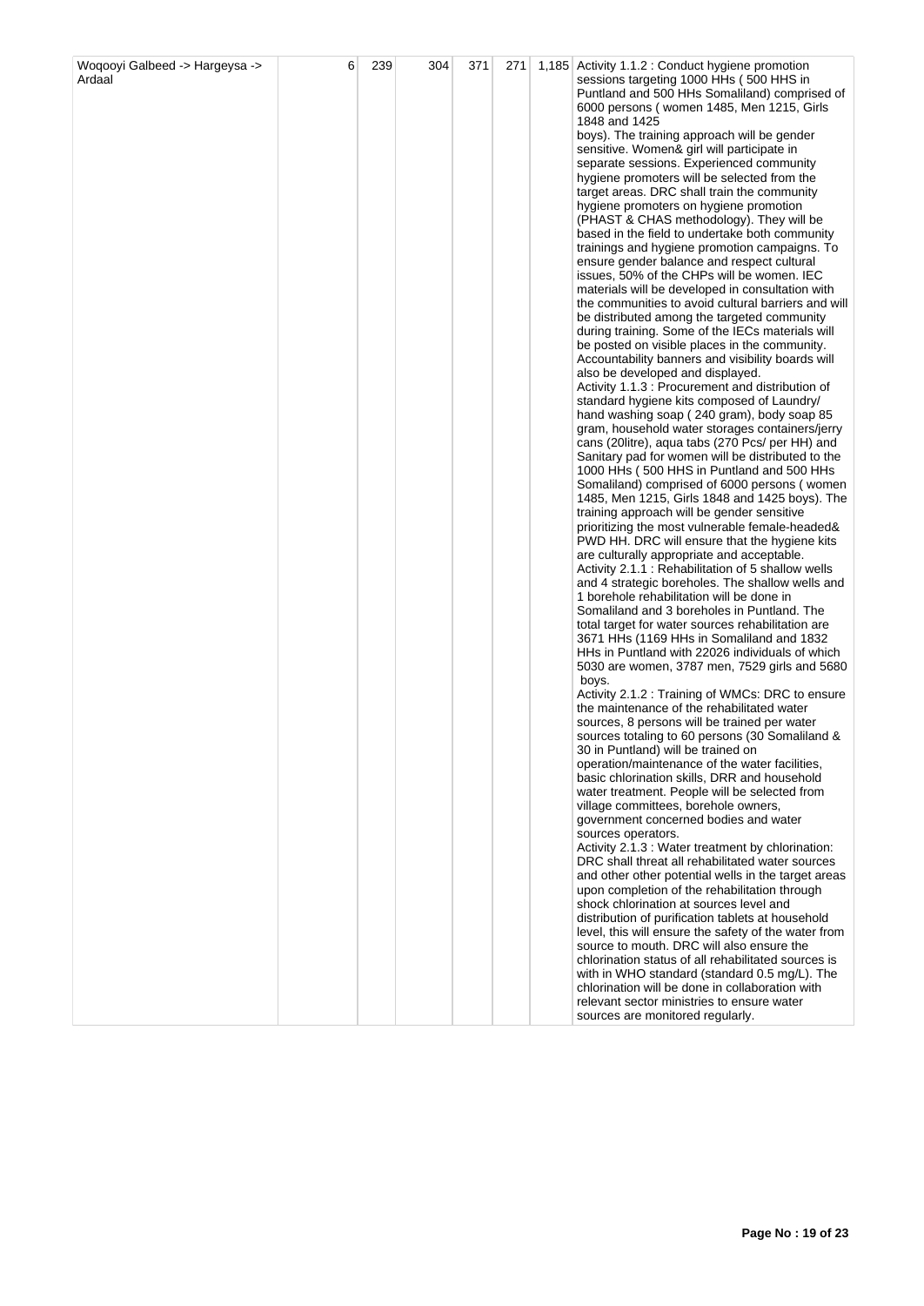| Woqooyi Galbeed -> Hargeysa -> Ardaal | 6 | 239 | 304 | 371 | 271 | 1,185 | Activity 1.1.2 : Conduct hygiene promotion sessions targeting 1000 HHs ( 500 HHS in Puntland and 500 HHs Somaliland) comprised of 6000 persons ( women 1485, Men 1215, Girls 1848 and 1425 boys). The training approach will be gender sensitive. Women& girl will participate in separate sessions. Experienced community hygiene promoters will be selected from the target areas. DRC shall train the community hygiene promoters on hygiene promotion (PHAST & CHAS methodology). They will be based in the field to undertake both community trainings and hygiene promotion campaigns. To ensure gender balance and respect cultural issues, 50% of the CHPs will be women. IEC materials will be developed in consultation with the communities to avoid cultural barriers and will be distributed among the targeted community during training. Some of the IECs materials will be posted on visible places in the community. Accountability banners and visibility boards will also be developed and displayed.<br>Activity 1.1.3 : Procurement and distribution of standard hygiene kits composed of Laundry/ hand washing soap ( 240 gram), body soap 85 gram, household water storages containers/jerry cans (20litre), aqua tabs (270 Pcs/ per HH) and Sanitary pad for women will be distributed to the 1000 HHs ( 500 HHS in Puntland and 500 HHs Somaliland) comprised of 6000 persons ( women 1485, Men 1215, Girls 1848 and 1425 boys). The training approach will be gender sensitive prioritizing the most vulnerable female-headed& PWD HH. DRC will ensure that the hygiene kits are culturally appropriate and acceptable.<br>Activity 2.1.1 : Rehabilitation of 5 shallow wells and 4 strategic boreholes. The shallow wells and 1 borehole rehabilitation will be done in Somaliland and 3 boreholes in Puntland. The total target for water sources rehabilitation are 3671 HHs (1169 HHs in Somaliland and 1832 HHs in Puntland with 22026 individuals of which 5030 are women, 3787 men, 7529 girls and 5680 boys.<br>Activity 2.1.2 : Training of WMCs: DRC to ensure the maintenance of the rehabilitated water sources, 8 persons will be trained per water sources totaling to 60 persons (30 Somaliland & 30 in Puntland) will be trained on operation/maintenance of the water facilities, basic chlorination skills, DRR and household water treatment. People will be selected from village committees, borehole owners, government concerned bodies and water sources operators.<br>Activity 2.1.3 : Water treatment by chlorination: DRC shall threat all rehabilitated water sources and other other potential wells in the target areas upon completion of the rehabilitation through shock chlorination at sources level and distribution of purification tablets at household level, this will ensure the safety of the water from source to mouth. DRC will also ensure the chlorination status of all rehabilitated sources is with in WHO standard (standard 0.5 mg/L). The chlorination will be done in collaboration with relevant sector ministries to ensure water sources are monitored regularly. |
|---|---|---|---|---|---|---|---|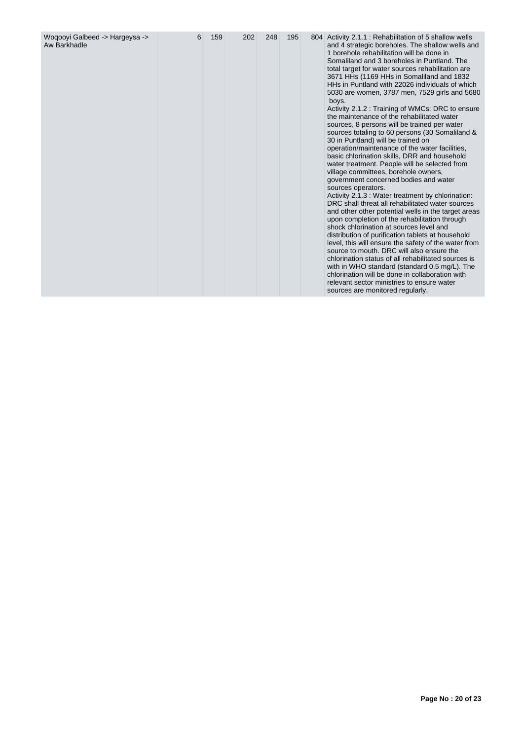| | | | | | | | |
|---|---|---|---|---|---|---|---|
| Woqooyi Galbeed -> Hargeysa -> Aw Barkhadle | 6 | 159 | 202 | 248 | 195 | 804 | Activity 2.1.1 : Rehabilitation of 5 shallow wells and 4 strategic boreholes. The shallow wells and 1 borehole rehabilitation will be done in Somaliland and 3 boreholes in Puntland. The total target for water sources rehabilitation are 3671 HHs (1169 HHs in Somaliland and 1832 HHs in Puntland with 22026 individuals of which 5030 are women, 3787 men, 7529 girls and 5680 boys.<br>Activity 2.1.2 : Training of WMCs: DRC to ensure the maintenance of the rehabilitated water sources, 8 persons will be trained per water sources totaling to 60 persons (30 Somaliland & 30 in Puntland) will be trained on operation/maintenance of the water facilities, basic chlorination skills, DRR and household water treatment. People will be selected from village committees, borehole owners, government concerned bodies and water sources operators.<br>Activity 2.1.3 : Water treatment by chlorination: DRC shall threat all rehabilitated water sources and other other potential wells in the target areas upon completion of the rehabilitation through shock chlorination at sources level and distribution of purification tablets at household level, this will ensure the safety of the water from source to mouth. DRC will also ensure the chlorination status of all rehabilitated sources is with in WHO standard (standard 0.5 mg/L). The chlorination will be done in collaboration with relevant sector ministries to ensure water sources are monitored regularly. |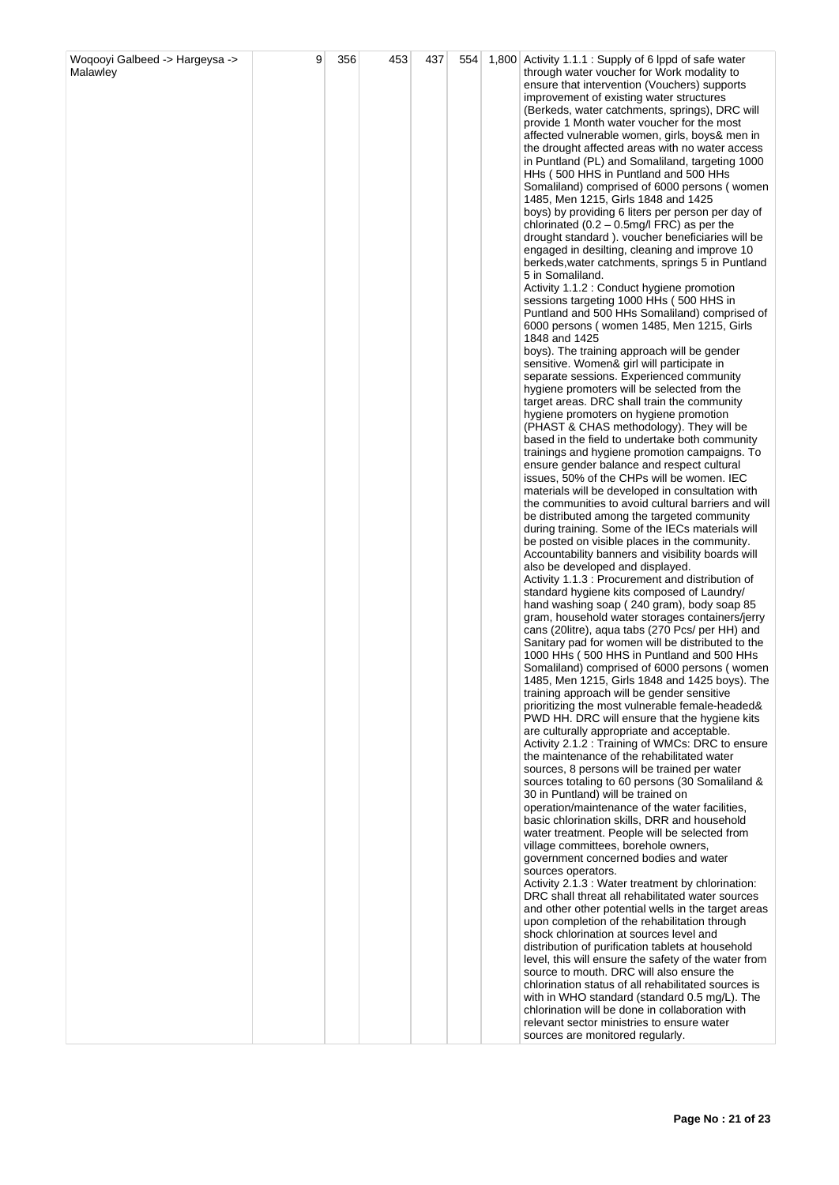| | | | | | | |
|---|---|---|---|---|---|---|
| Woqooyi Galbeed -> Hargeysa -> Malawley | 9 | 356 | 453 | 437 | 554 | 1,800 | Activity 1.1.1 : Supply of 6 lppd of safe water through water voucher for Work modality to ensure that intervention (Vouchers) supports improvement of existing water structures (Berkeds, water catchments, springs), DRC will provide 1 Month water voucher for the most affected vulnerable women, girls, boys& men in the drought affected areas with no water access in Puntland (PL) and Somaliland, targeting 1000 HHs ( 500 HHS in Puntland and 500 HHs Somaliland) comprised of 6000 persons ( women 1485, Men 1215, Girls 1848 and 1425 boys) by providing 6 liters per person per day of chlorinated (0.2 – 0.5mg/l FRC) as per the drought standard ). voucher beneficiaries will be engaged in desilting, cleaning and improve 10 berkeds,water catchments, springs 5 in Puntland 5 in Somaliland.<br>Activity 1.1.2 : Conduct hygiene promotion sessions targeting 1000 HHs ( 500 HHS in Puntland and 500 HHs Somaliland) comprised of 6000 persons ( women 1485, Men 1215, Girls 1848 and 1425 boys). The training approach will be gender sensitive. Women& girl will participate in separate sessions. Experienced community hygiene promoters will be selected from the target areas. DRC shall train the community hygiene promoters on hygiene promotion (PHAST & CHAS methodology). They will be based in the field to undertake both community trainings and hygiene promotion campaigns. To ensure gender balance and respect cultural issues, 50% of the CHPs will be women. IEC materials will be developed in consultation with the communities to avoid cultural barriers and will be distributed among the targeted community during training. Some of the IECs materials will be posted on visible places in the community. Accountability banners and visibility boards will also be developed and displayed.<br>Activity 1.1.3 : Procurement and distribution of standard hygiene kits composed of Laundry/ hand washing soap ( 240 gram), body soap 85 gram, household water storages containers/jerry cans (20litre), aqua tabs (270 Pcs/ per HH) and Sanitary pad for women will be distributed to the 1000 HHs ( 500 HHS in Puntland and 500 HHs Somaliland) comprised of 6000 persons ( women 1485, Men 1215, Girls 1848 and 1425 boys). The training approach will be gender sensitive prioritizing the most vulnerable female-headed& PWD HH. DRC will ensure that the hygiene kits are culturally appropriate and acceptable.<br>Activity 2.1.2 : Training of WMCs: DRC to ensure the maintenance of the rehabilitated water sources, 8 persons will be trained per water sources totaling to 60 persons (30 Somaliland & 30 in Puntland) will be trained on operation/maintenance of the water facilities, basic chlorination skills, DRR and household water treatment. People will be selected from village committees, borehole owners, government concerned bodies and water sources operators.<br>Activity 2.1.3 : Water treatment by chlorination: DRC shall threat all rehabilitated water sources and other other potential wells in the target areas upon completion of the rehabilitation through shock chlorination at sources level and distribution of purification tablets at household level, this will ensure the safety of the water from source to mouth. DRC will also ensure the chlorination status of all rehabilitated sources is with in WHO standard (standard 0.5 mg/L). The chlorination will be done in collaboration with relevant sector ministries to ensure water sources are monitored regularly. |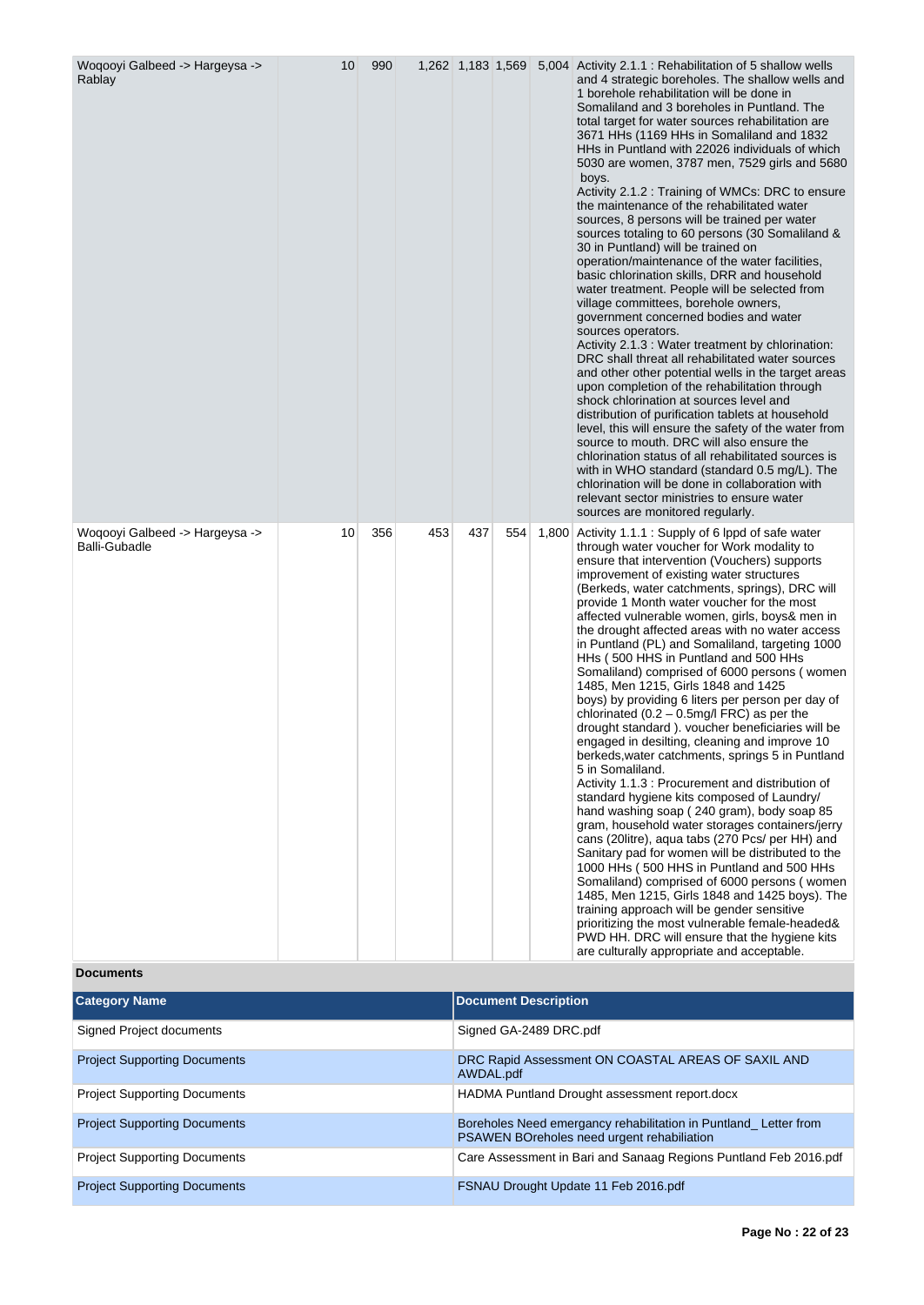| | | | | | | | |
|---|---|---|---|---|---|---|---|
| Woqooyi Galbeed -> Hargeysa -> Rablay | 10 | 990 | 1,262 | 1,183 | 1,569 | 5,004 | Activity 2.1.1 : Rehabilitation of 5 shallow wells and 4 strategic boreholes. The shallow wells and 1 borehole rehabilitation will be done in Somaliland and 3 boreholes in Puntland. The total target for water sources rehabilitation are 3671 HHs (1169 HHs in Somaliland and 1832 HHs in Puntland with 22026 individuals of which 5030 are women, 3787 men, 7529 girls and 5680 boys.<br>Activity 2.1.2 : Training of WMCs: DRC to ensure the maintenance of the rehabilitated water sources, 8 persons will be trained per water sources totaling to 60 persons (30 Somaliland & 30 in Puntland) will be trained on operation/maintenance of the water facilities, basic chlorination skills, DRR and household water treatment. People will be selected from village committees, borehole owners, government concerned bodies and water sources operators.<br>Activity 2.1.3 : Water treatment by chlorination: DRC shall threat all rehabilitated water sources and other other potential wells in the target areas upon completion of the rehabilitation through shock chlorination at sources level and distribution of purification tablets at household level, this will ensure the safety of the water from source to mouth. DRC will also ensure the chlorination status of all rehabilitated sources is with in WHO standard (standard 0.5 mg/L). The chlorination will be done in collaboration with relevant sector ministries to ensure water sources are monitored regularly. |
| Woqooyi Galbeed -> Hargeysa -> Balli-Gubadle | 10 | 356 | 453 | 437 | 554 | 1,800 | Activity 1.1.1 : Supply of 6 lppd of safe water through water voucher for Work modality to ensure that intervention (Vouchers) supports improvement of existing water structures (Berkeds, water catchments, springs), DRC will provide 1 Month water voucher for the most affected vulnerable women, girls, boys& men in the drought affected areas with no water access in Puntland (PL) and Somaliland, targeting 1000 HHs ( 500 HHS in Puntland and 500 HHs Somaliland) comprised of 6000 persons ( women 1485, Men 1215, Girls 1848 and 1425 boys) by providing 6 liters per person per day of chlorinated (0.2 – 0.5mg/l FRC) as per the drought standard ). voucher beneficiaries will be engaged in desilting, cleaning and improve 10 berkeds,water catchments, springs 5 in Puntland 5 in Somaliland.<br>Activity 1.1.3 : Procurement and distribution of standard hygiene kits composed of Laundry/ hand washing soap ( 240 gram), body soap 85 gram, household water storages containers/jerry cans (20litre), aqua tabs (270 Pcs/ per HH) and Sanitary pad for women will be distributed to the 1000 HHs ( 500 HHS in Puntland and 500 HHs Somaliland) comprised of 6000 persons ( women 1485, Men 1215, Girls 1848 and 1425 boys). The training approach will be gender sensitive prioritizing the most vulnerable female-headed& PWD HH. DRC will ensure that the hygiene kits are culturally appropriate and acceptable. |

**Documents**

| Category Name | Document Description |
|---|---|
| Signed Project documents | Signed GA-2489 DRC.pdf |
| Project Supporting Documents | DRC Rapid Assessment ON COASTAL AREAS OF SAXIL AND AWDAL.pdf |
| Project Supporting Documents | HADMA Puntland Drought assessment report.docx |
| Project Supporting Documents | Boreholes Need emergancy rehabilitation in Puntland_ Letter from PSAWEN BOreholes need urgent rehabiliation |
| Project Supporting Documents | Care Assessment in Bari and Sanaag Regions Puntland Feb 2016.pdf |
| Project Supporting Documents | FSNAU Drought Update 11 Feb 2016.pdf |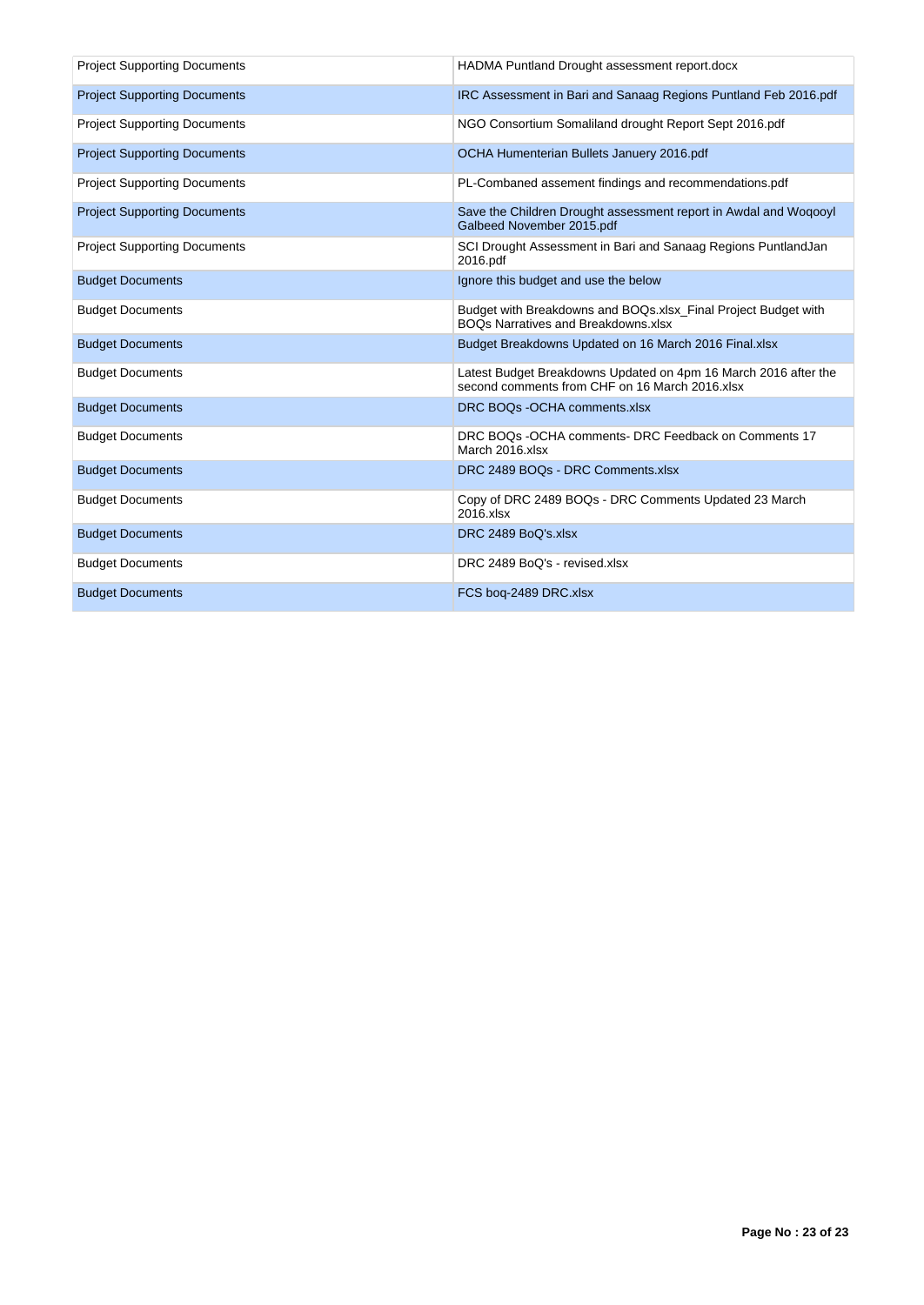| | |
|---|---|
| Project Supporting Documents | HADMA Puntland Drought assessment report.docx |
| Project Supporting Documents | IRC Assessment in Bari and Sanaag Regions Puntland Feb 2016.pdf |
| Project Supporting Documents | NGO Consortium Somaliland drought Report Sept 2016.pdf |
| Project Supporting Documents | OCHA Humenterian Bullets Januery 2016.pdf |
| Project Supporting Documents | PL-Combaned assement findings and recommendations.pdf |
| Project Supporting Documents | Save the Children Drought assessment report in Awdal and Woqooyl Galbeed November 2015.pdf |
| Project Supporting Documents | SCI Drought Assessment in Bari and Sanaag Regions PuntlandJan 2016.pdf |
| Budget Documents | Ignore this budget and use the below |
| Budget Documents | Budget with Breakdowns and BOQs.xlsx_Final Project Budget with BOQs Narratives and Breakdowns.xlsx |
| Budget Documents | Budget Breakdowns Updated on 16 March 2016 Final.xlsx |
| Budget Documents | Latest Budget Breakdowns Updated on 4pm 16 March 2016 after the second comments from CHF on 16 March 2016.xlsx |
| Budget Documents | DRC BOQs -OCHA comments.xlsx |
| Budget Documents | DRC BOQs -OCHA comments- DRC Feedback on Comments 17 March 2016.xlsx |
| Budget Documents | DRC 2489 BOQs - DRC Comments.xlsx |
| Budget Documents | Copy of DRC 2489 BOQs - DRC Comments Updated 23 March 2016.xlsx |
| Budget Documents | DRC 2489 BoQ's.xlsx |
| Budget Documents | DRC 2489 BoQ's - revised.xlsx |
| Budget Documents | FCS boq-2489 DRC.xlsx |